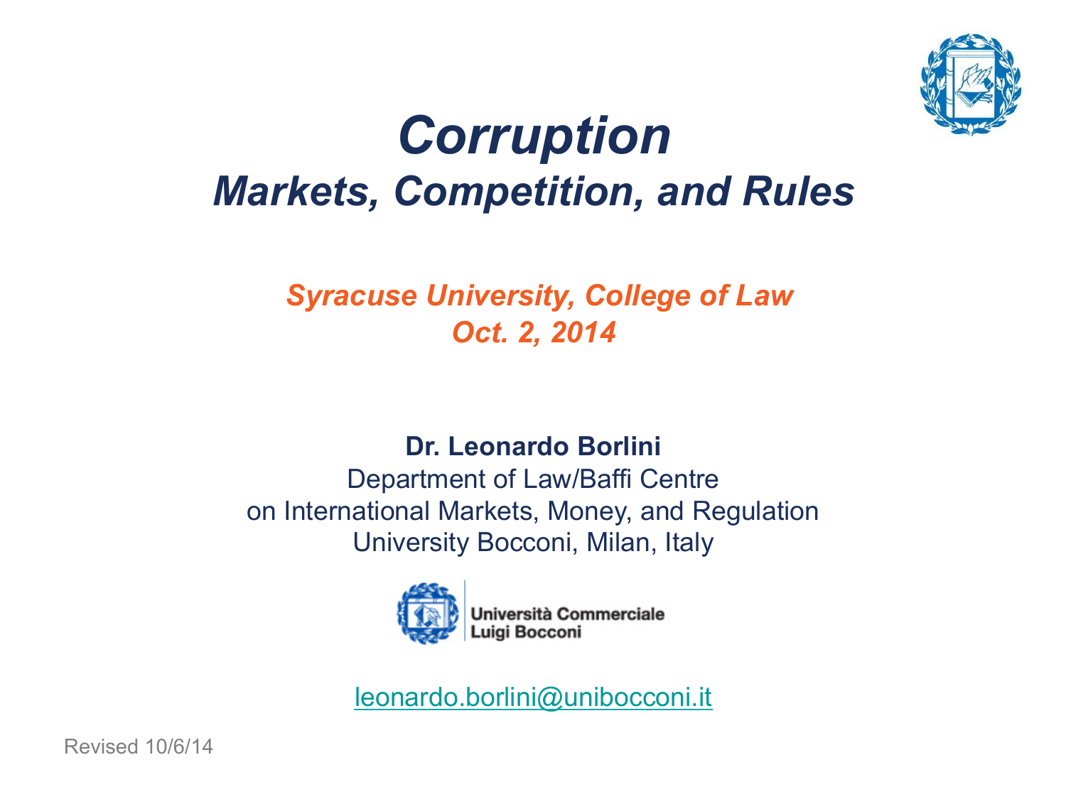# *Corruption*

## *Markets, Competition, and Rules*

*Syracuse University, College of Law*
*Oct. 2, 2014*

**Dr. Leonardo Borlini**
Department of Law/Baffi Centre
on International Markets, Money, and Regulation
University Bocconi, Milan, Italy

Università Commerciale
Luigi Bocconi

leonardo.borlini@unibocconi.it

Revised 10/6/14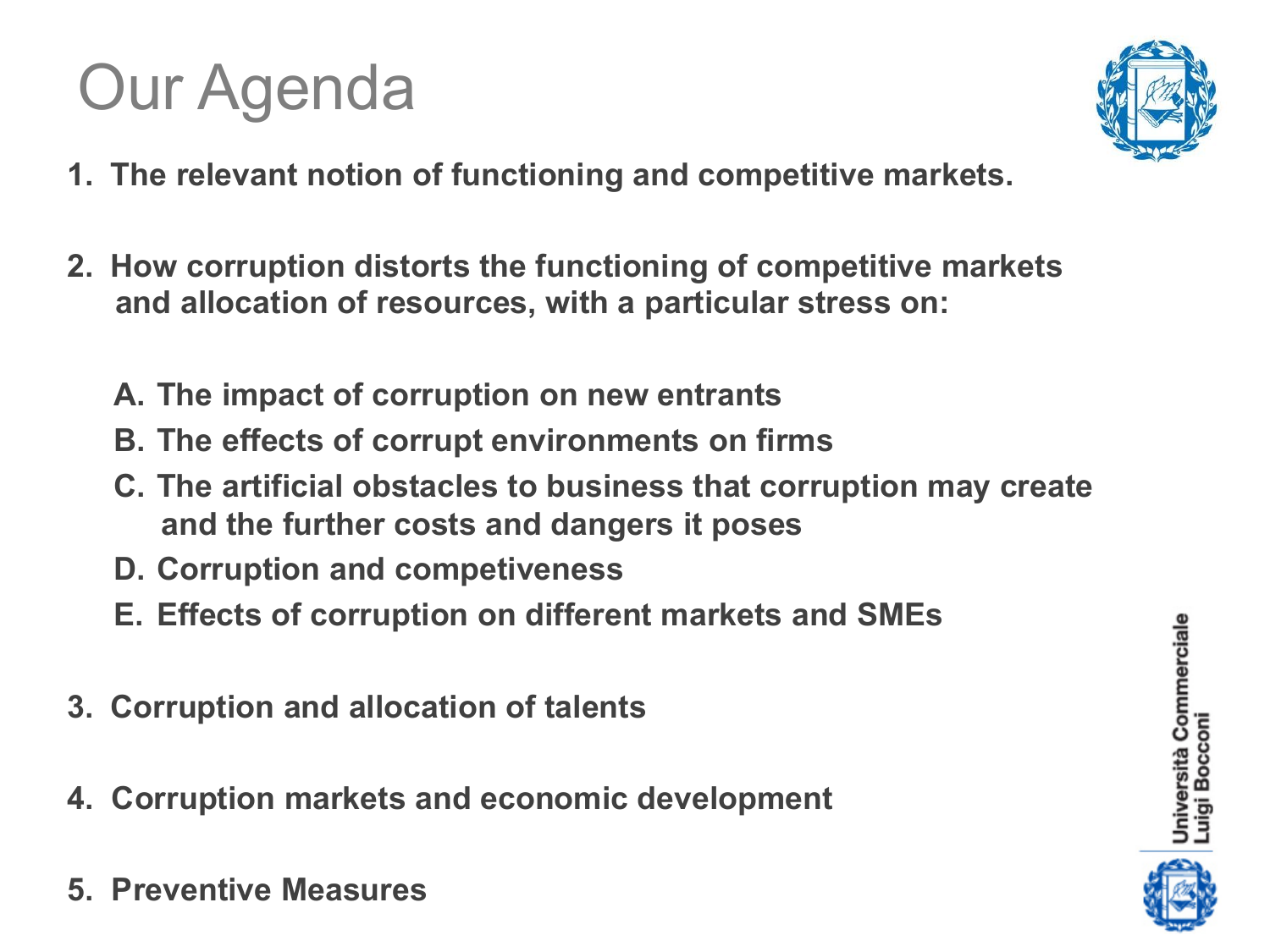# Our Agenda

1. **The relevant notion of functioning and competitive markets.**

2. **How corruption distorts the functioning of competitive markets and allocation of resources, with a particular stress on:**

   A. **The impact of corruption on new entrants**
   B. **The effects of corrupt environments on firms**
   C. **The artificial obstacles to business that corruption may create and the further costs and dangers it poses**
   D. **Corruption and competiveness**
   E. **Effects of corruption on different markets and SMEs**

3. **Corruption and allocation of talents**

4. **Corruption markets and economic development**

5. **Preventive Measures**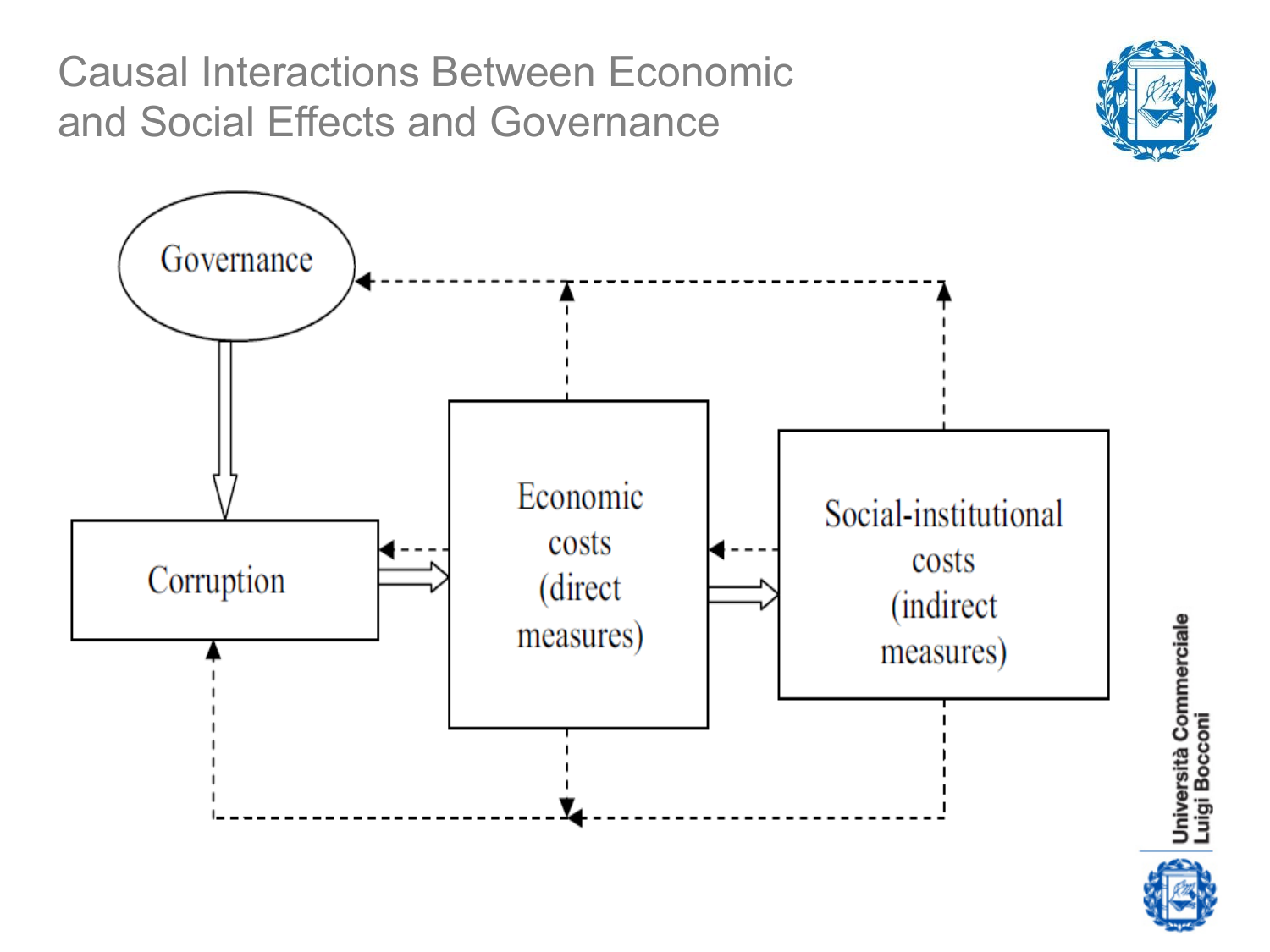# Causal Interactions Between Economic and Social Effects and Governance

Governance

Corruption

Economic costs (direct measures)

Social-institutional costs (indirect measures)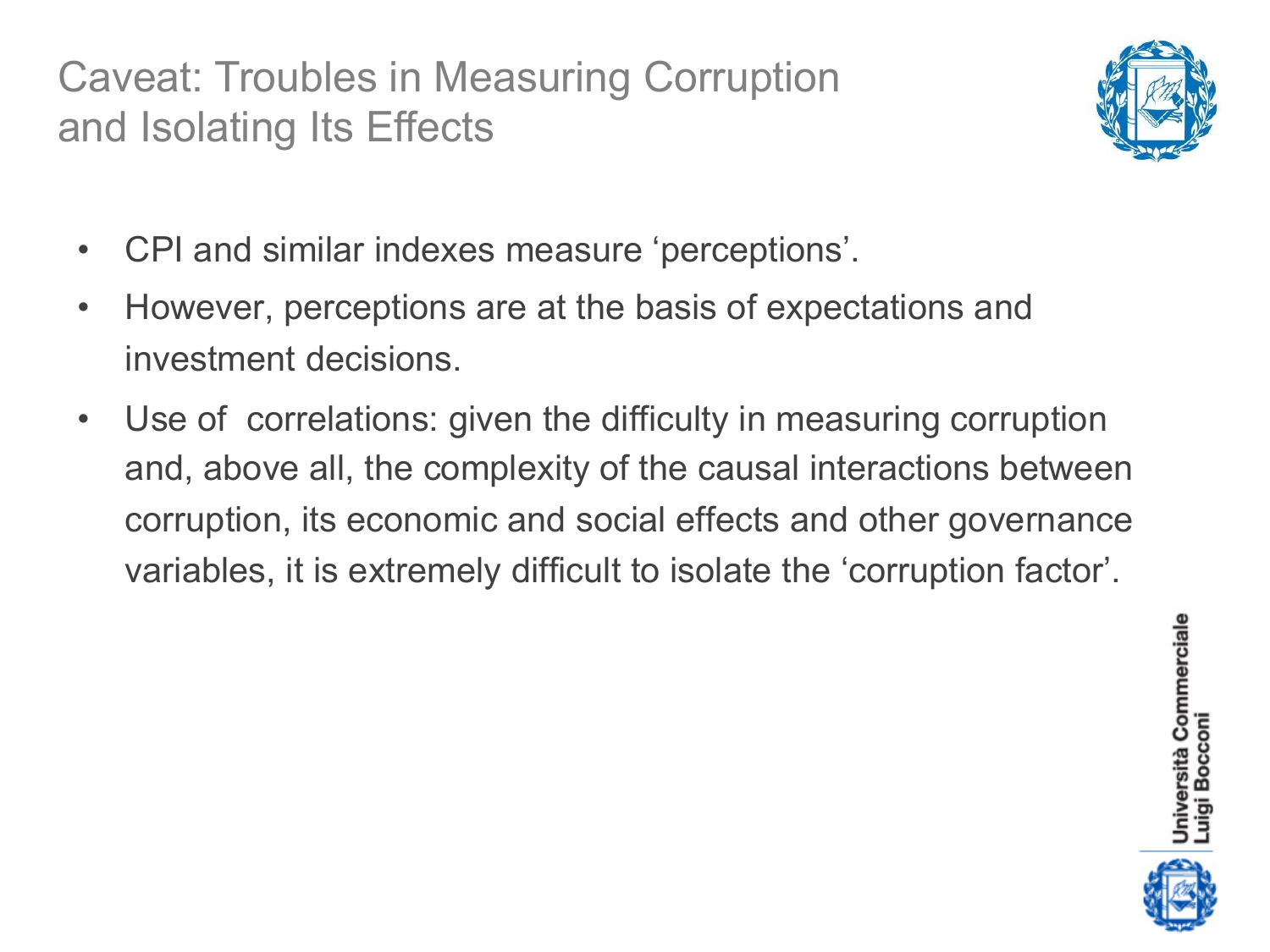# Caveat: Troubles in Measuring Corruption and Isolating Its Effects

- CPI and similar indexes measure ‘perceptions’.
- However, perceptions are at the basis of expectations and investment decisions.
- Use of correlations: given the difficulty in measuring corruption and, above all, the complexity of the causal interactions between corruption, its economic and social effects and other governance variables, it is extremely difficult to isolate the ‘corruption factor’.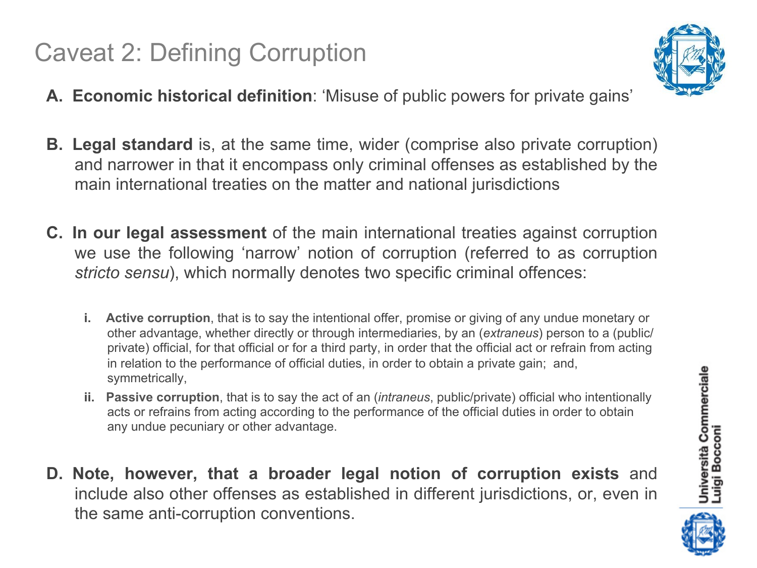# Caveat 2: Defining Corruption

A. **Economic historical definition**: 'Misuse of public powers for private gains'

B. **Legal standard** is, at the same time, wider (comprise also private corruption) and narrower in that it encompass only criminal offenses as established by the main international treaties on the matter and national jurisdictions

C. **In our legal assessment** of the main international treaties against corruption we use the following 'narrow' notion of corruption (referred to as corruption *stricto sensu*), which normally denotes two specific criminal offences:

   i. **Active corruption**, that is to say the intentional offer, promise or giving of any undue monetary or other advantage, whether directly or through intermediaries, by an (*extraneus*) person to a (public/private) official, for that official or for a third party, in order that the official act or refrain from acting in relation to the performance of official duties, in order to obtain a private gain; and, symmetrically,

   ii. **Passive corruption**, that is to say the act of an (*intraneus*, public/private) official who intentionally acts or refrains from acting according to the performance of the official duties in order to obtain any undue pecuniary or other advantage.

D. **Note, however, that a broader legal notion of corruption exists** and include also other offenses as established in different jurisdictions, or, even in the same anti-corruption conventions.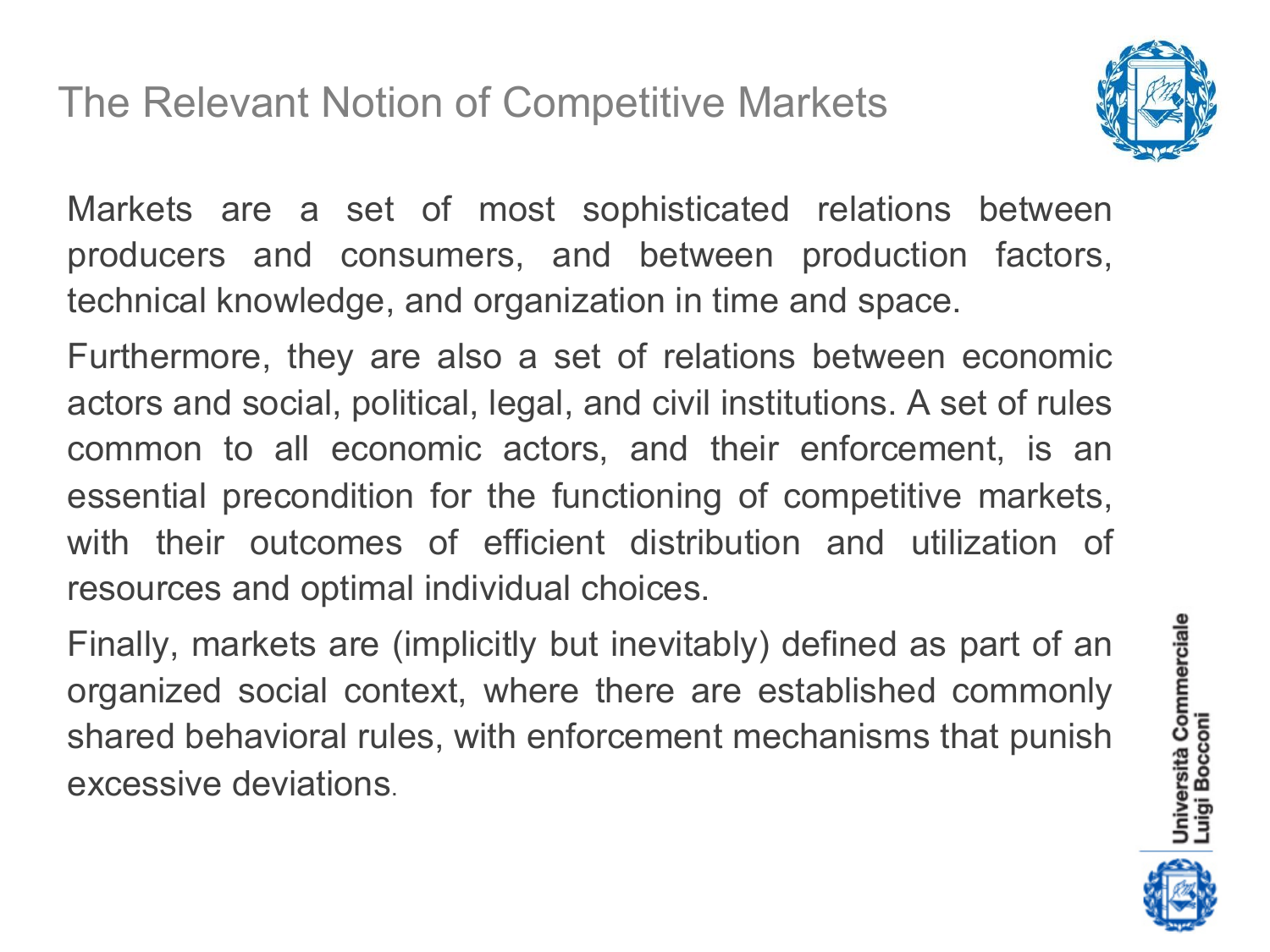# The Relevant Notion of Competitive Markets

Markets are a set of most sophisticated relations between producers and consumers, and between production factors, technical knowledge, and organization in time and space.

Furthermore, they are also a set of relations between economic actors and social, political, legal, and civil institutions. A set of rules common to all economic actors, and their enforcement, is an essential precondition for the functioning of competitive markets, with their outcomes of efficient distribution and utilization of resources and optimal individual choices.

Finally, markets are (implicitly but inevitably) defined as part of an organized social context, where there are established commonly shared behavioral rules, with enforcement mechanisms that punish excessive deviations.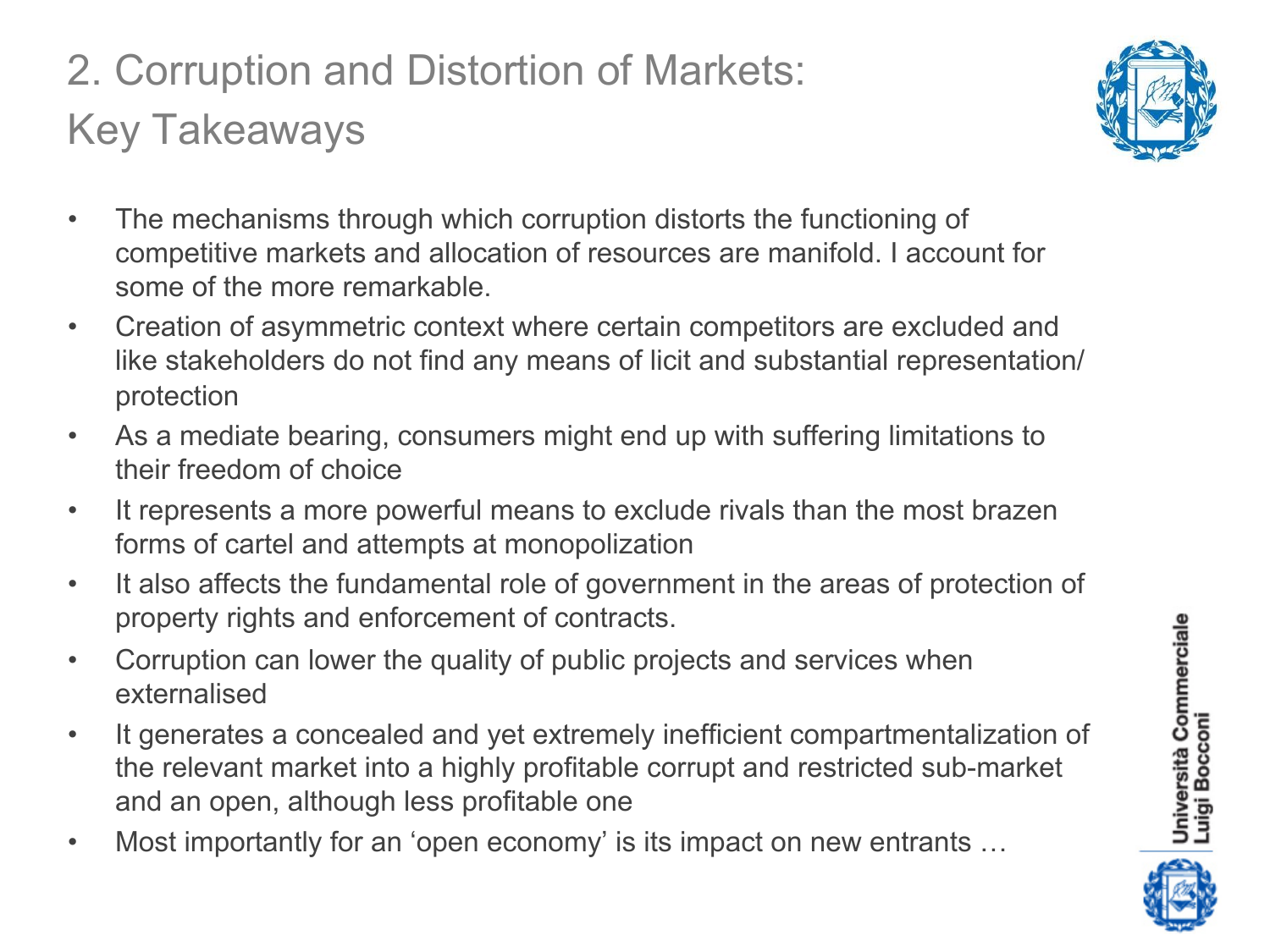# 2. Corruption and Distortion of Markets: Key Takeaways

- The mechanisms through which corruption distorts the functioning of competitive markets and allocation of resources are manifold. I account for some of the more remarkable.
- Creation of asymmetric context where certain competitors are excluded and like stakeholders do not find any means of licit and substantial representation/ protection
- As a mediate bearing, consumers might end up with suffering limitations to their freedom of choice
- It represents a more powerful means to exclude rivals than the most brazen forms of cartel and attempts at monopolization
- It also affects the fundamental role of government in the areas of protection of property rights and enforcement of contracts.
- Corruption can lower the quality of public projects and services when externalised
- It generates a concealed and yet extremely inefficient compartmentalization of the relevant market into a highly profitable corrupt and restricted sub-market and an open, although less profitable one
- Most importantly for an 'open economy' is its impact on new entrants …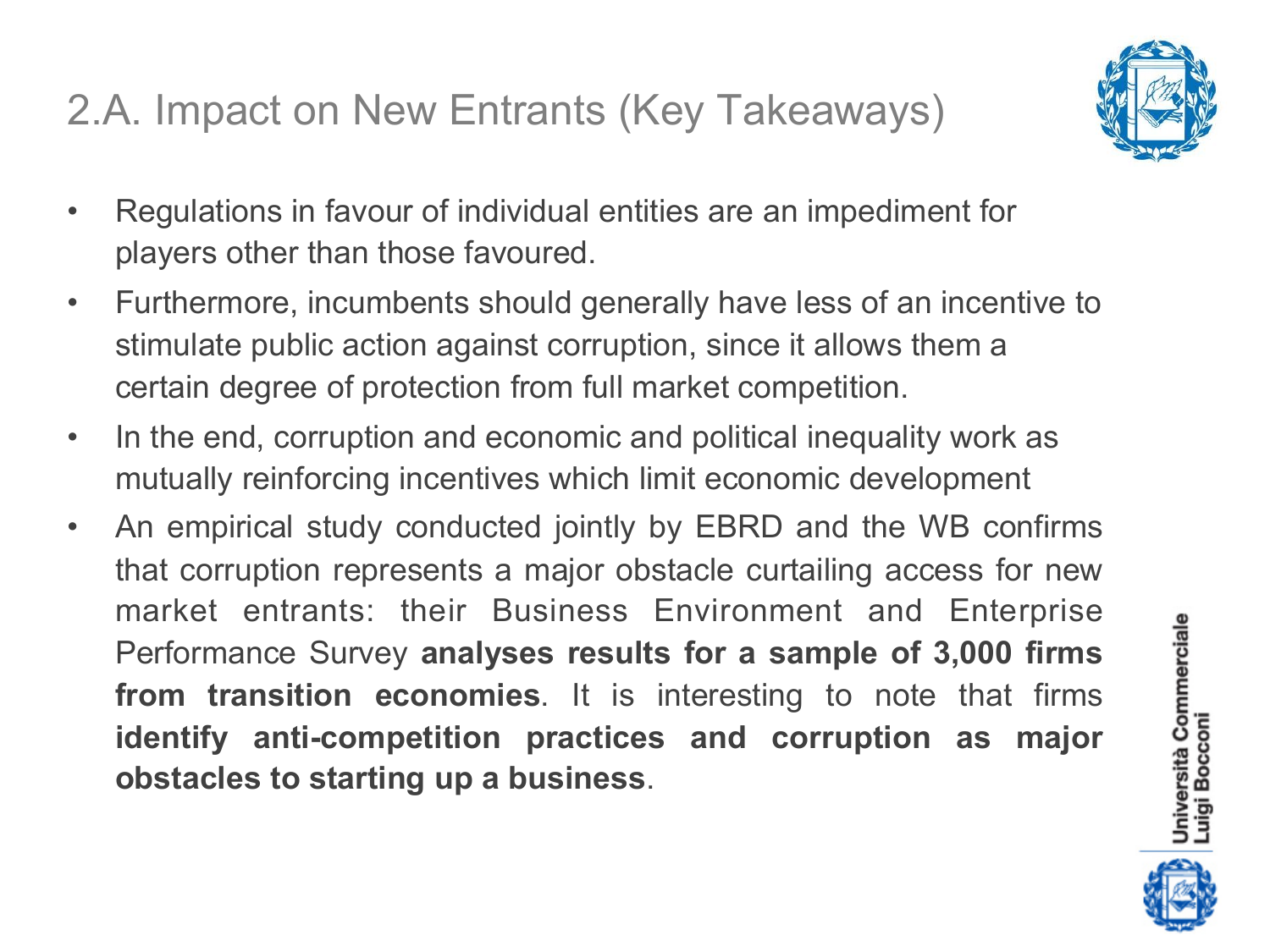## 2.A. Impact on New Entrants (Key Takeaways)

- Regulations in favour of individual entities are an impediment for players other than those favoured.
- Furthermore, incumbents should generally have less of an incentive to stimulate public action against corruption, since it allows them a certain degree of protection from full market competition.
- In the end, corruption and economic and political inequality work as mutually reinforcing incentives which limit economic development
- An empirical study conducted jointly by EBRD and the WB confirms that corruption represents a major obstacle curtailing access for new market entrants: their Business Environment and Enterprise Performance Survey **analyses results for a sample of 3,000 firms from transition economies**. It is interesting to note that firms **identify anti-competition practices and corruption as major obstacles to starting up a business**.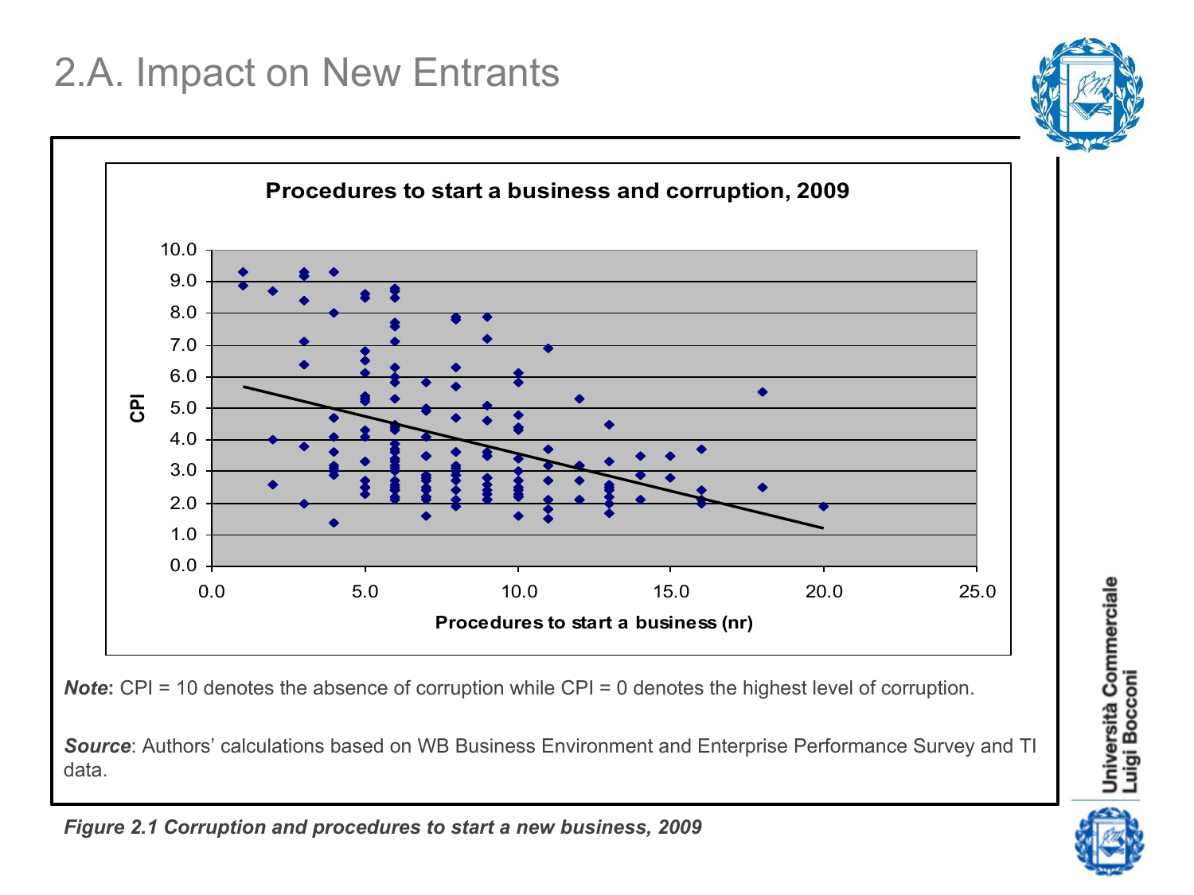# 2.A. Impact on New Entrants

**Procedures to start a business and corruption, 2009**

***Note*****:** CPI = 10 denotes the absence of corruption while CPI = 0 denotes the highest level of corruption.

***Source***: Authors' calculations based on WB Business Environment and Enterprise Performance Survey and TI data.

***Figure 2.1 Corruption and procedures to start a new business, 2009***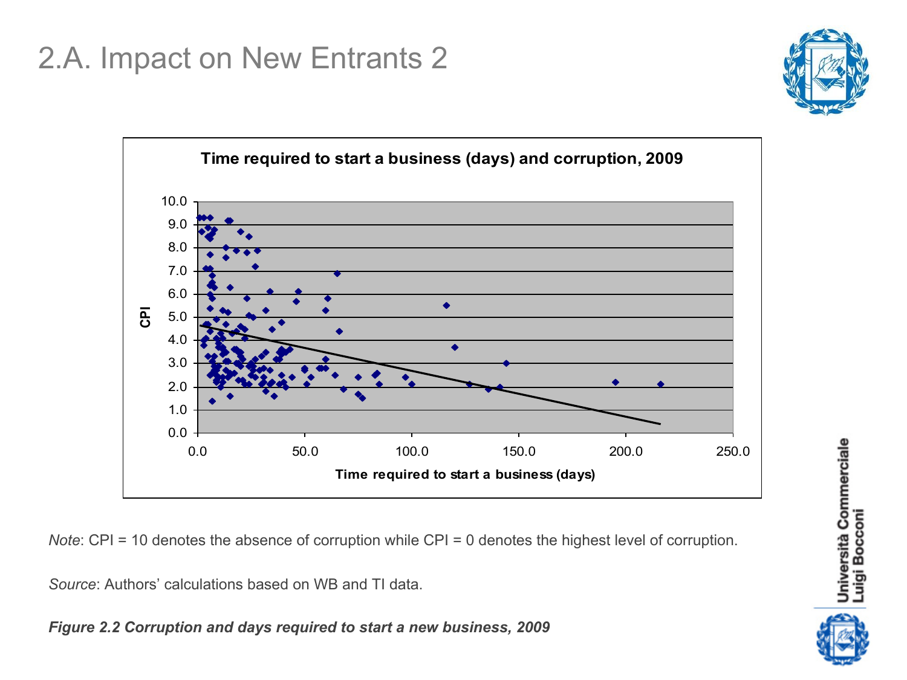# 2.A. Impact on New Entrants 2

**Time required to start a business (days) and corruption, 2009**

*Note*: CPI = 10 denotes the absence of corruption while CPI = 0 denotes the highest level of corruption.

*Source*: Authors' calculations based on WB and TI data.

***Figure 2.2 Corruption and days required to start a new business, 2009***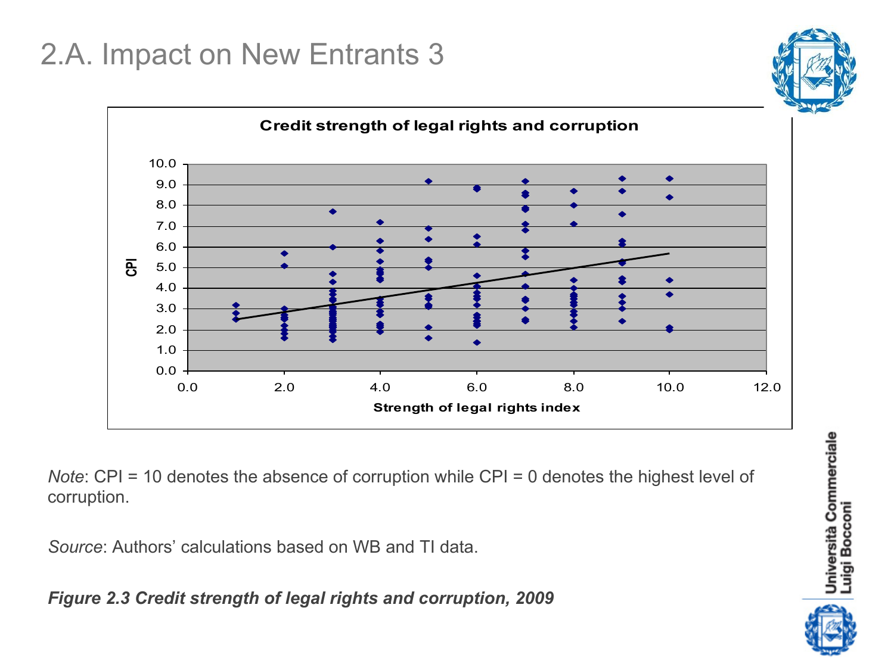# 2.A. Impact on New Entrants 3

*Note*: CPI = 10 denotes the absence of corruption while CPI = 0 denotes the highest level of corruption.

*Source*: Authors' calculations based on WB and TI data.

***Figure 2.3 Credit strength of legal rights and corruption, 2009***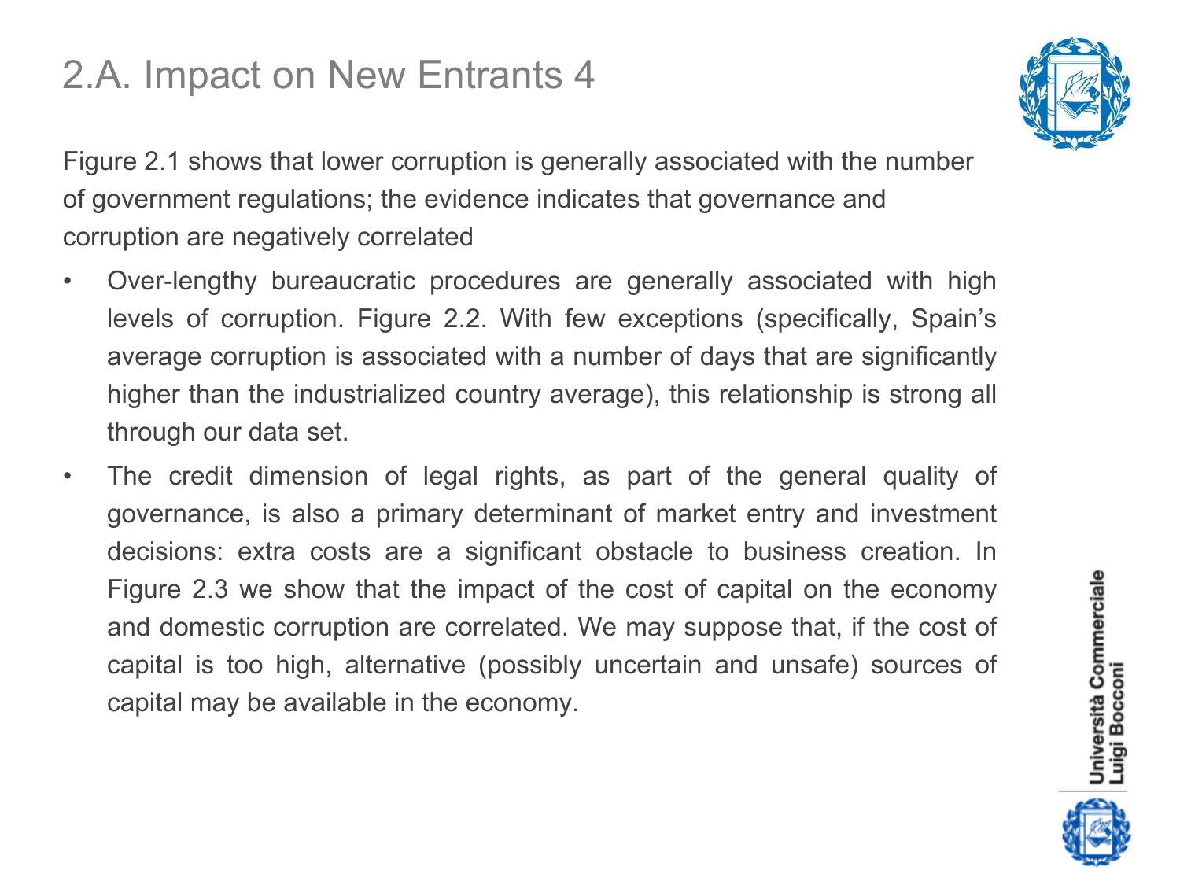# 2.A. Impact on New Entrants 4

Figure 2.1 shows that lower corruption is generally associated with the number of government regulations; the evidence indicates that governance and corruption are negatively correlated

- Over-lengthy bureaucratic procedures are generally associated with high levels of corruption. Figure 2.2. With few exceptions (specifically, Spain's average corruption is associated with a number of days that are significantly higher than the industrialized country average), this relationship is strong all through our data set.
- The credit dimension of legal rights, as part of the general quality of governance, is also a primary determinant of market entry and investment decisions: extra costs are a significant obstacle to business creation. In Figure 2.3 we show that the impact of the cost of capital on the economy and domestic corruption are correlated. We may suppose that, if the cost of capital is too high, alternative (possibly uncertain and unsafe) sources of capital may be available in the economy.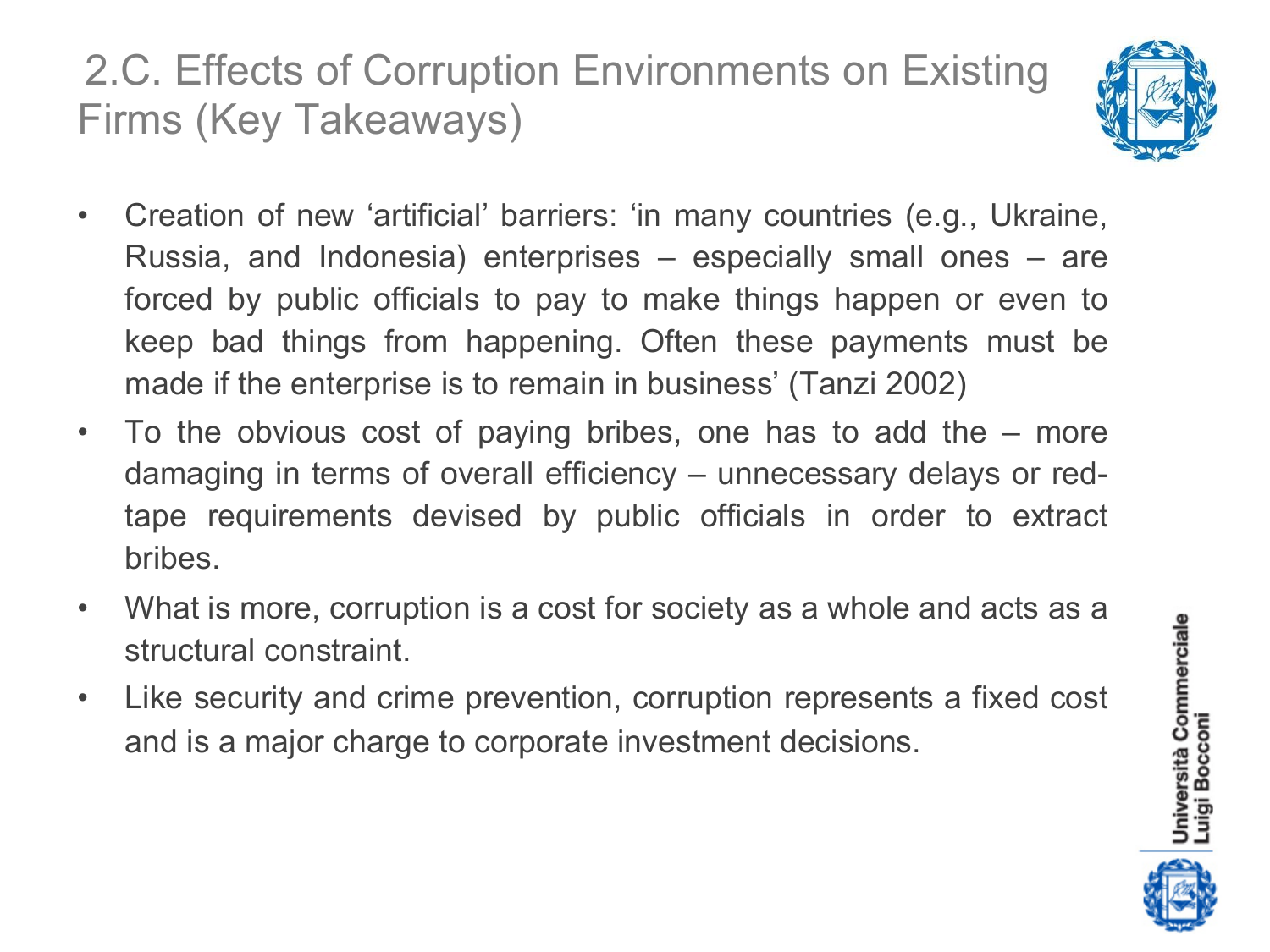# 2.C. Effects of Corruption Environments on Existing Firms (Key Takeaways)

- Creation of new 'artificial' barriers: 'in many countries (e.g., Ukraine, Russia, and Indonesia) enterprises – especially small ones – are forced by public officials to pay to make things happen or even to keep bad things from happening. Often these payments must be made if the enterprise is to remain in business' (Tanzi 2002)
- To the obvious cost of paying bribes, one has to add the – more damaging in terms of overall efficiency – unnecessary delays or red-tape requirements devised by public officials in order to extract bribes.
- What is more, corruption is a cost for society as a whole and acts as a structural constraint.
- Like security and crime prevention, corruption represents a fixed cost and is a major charge to corporate investment decisions.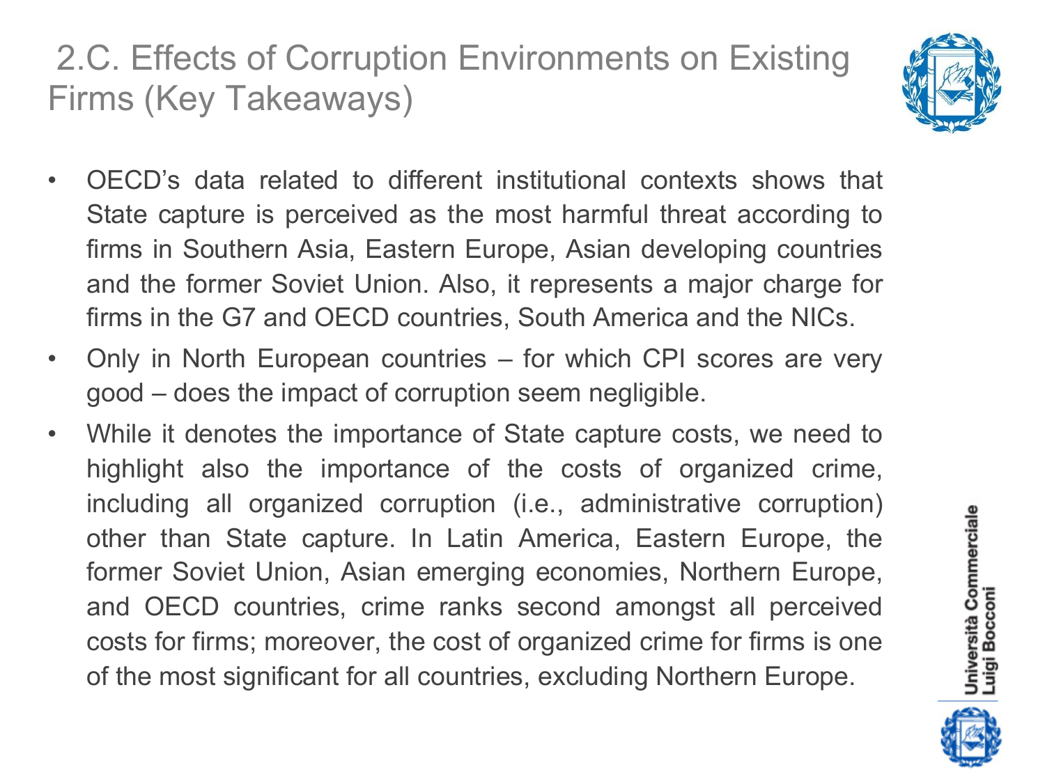# 2.C. Effects of Corruption Environments on Existing Firms (Key Takeaways)

- OECD's data related to different institutional contexts shows that State capture is perceived as the most harmful threat according to firms in Southern Asia, Eastern Europe, Asian developing countries and the former Soviet Union. Also, it represents a major charge for firms in the G7 and OECD countries, South America and the NICs.
- Only in North European countries – for which CPI scores are very good – does the impact of corruption seem negligible.
- While it denotes the importance of State capture costs, we need to highlight also the importance of the costs of organized crime, including all organized corruption (i.e., administrative corruption) other than State capture. In Latin America, Eastern Europe, the former Soviet Union, Asian emerging economies, Northern Europe, and OECD countries, crime ranks second amongst all perceived costs for firms; moreover, the cost of organized crime for firms is one of the most significant for all countries, excluding Northern Europe.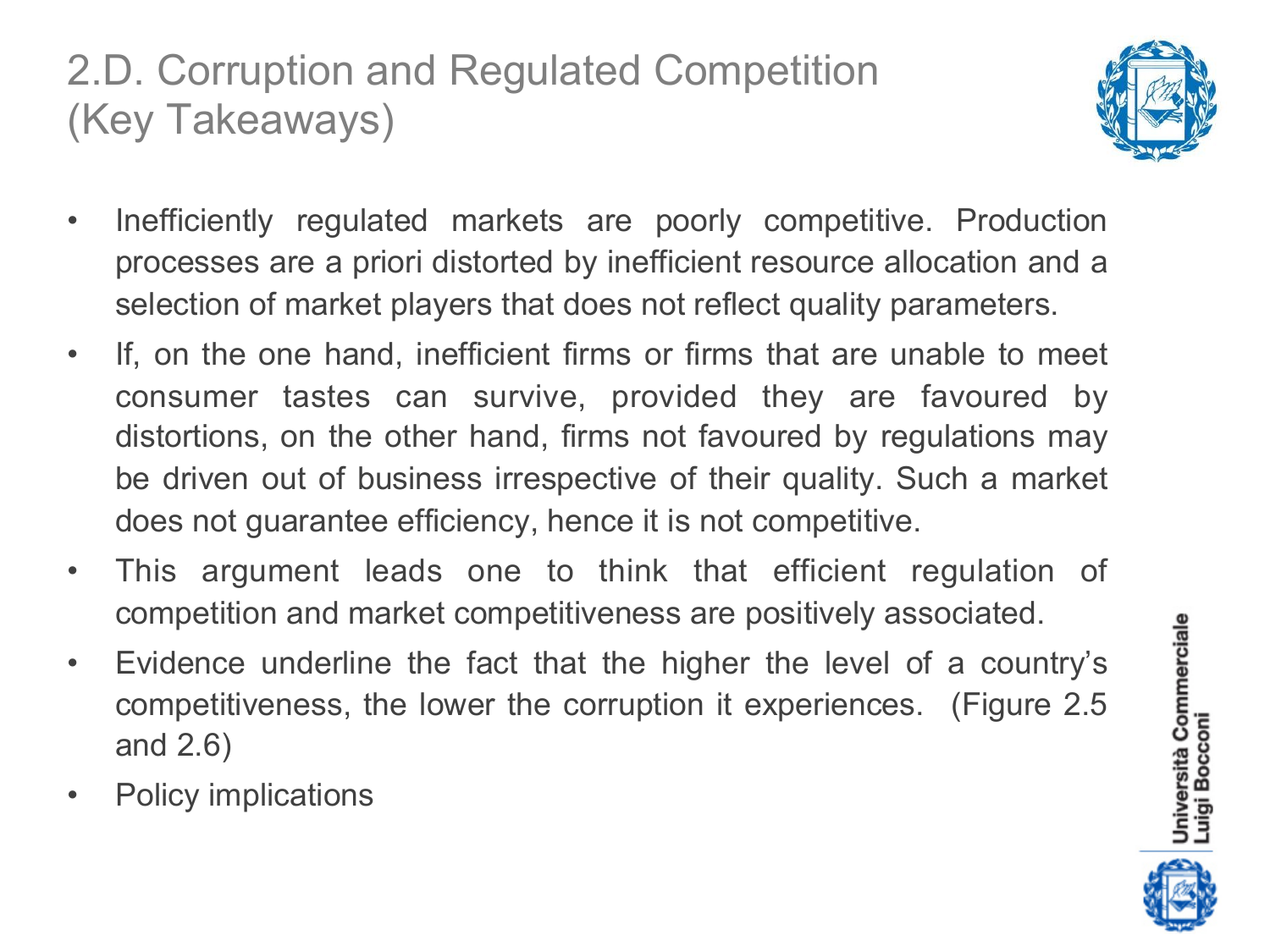# 2.D. Corruption and Regulated Competition (Key Takeaways)

- Inefficiently regulated markets are poorly competitive. Production processes are a priori distorted by inefficient resource allocation and a selection of market players that does not reflect quality parameters.
- If, on the one hand, inefficient firms or firms that are unable to meet consumer tastes can survive, provided they are favoured by distortions, on the other hand, firms not favoured by regulations may be driven out of business irrespective of their quality. Such a market does not guarantee efficiency, hence it is not competitive.
- This argument leads one to think that efficient regulation of competition and market competitiveness are positively associated.
- Evidence underline the fact that the higher the level of a country's competitiveness, the lower the corruption it experiences. (Figure 2.5 and 2.6)
- Policy implications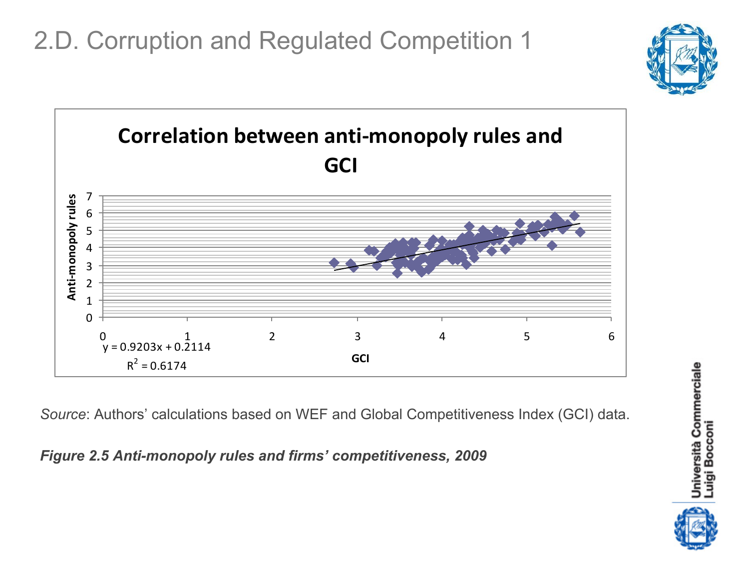# 2.D. Corruption and Regulated Competition 1

**Correlation between anti-monopoly rules and GCI**

Anti-monopoly rules

GCI

$y = 0.9203x + 0.2114$

$R^2 = 0.6174$

*Source*: Authors' calculations based on WEF and Global Competitiveness Index (GCI) data.

***Figure 2.5 Anti-monopoly rules and firms' competitiveness, 2009***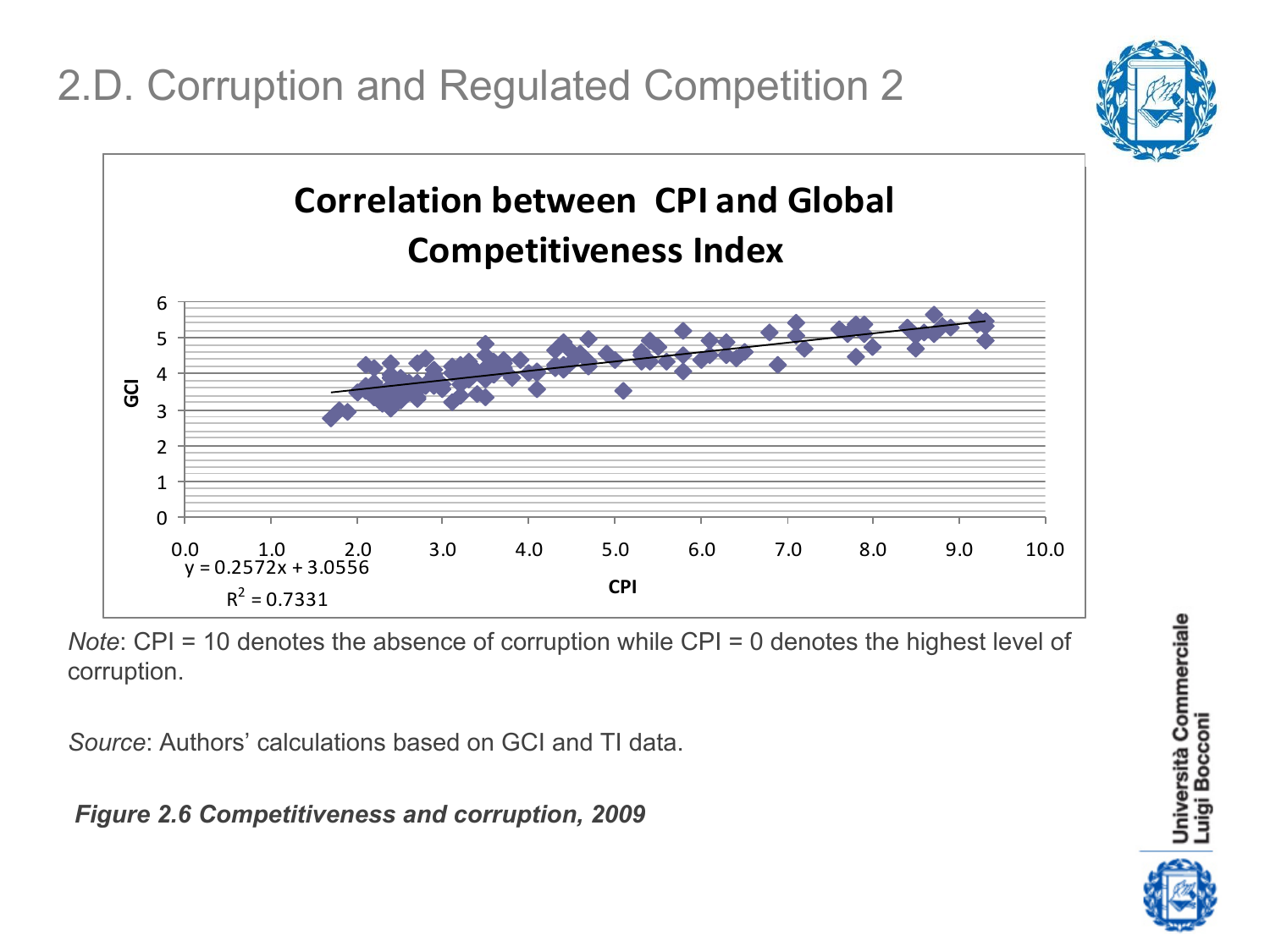# 2.D. Corruption and Regulated Competition 2

**Correlation between CPI and Global Competitiveness Index**

$y = 0.2572x + 3.0556$

$R^2 = 0.7331$

*Note*: CPI = 10 denotes the absence of corruption while CPI = 0 denotes the highest level of corruption.

*Source*: Authors' calculations based on GCI and TI data.

***Figure 2.6 Competitiveness and corruption, 2009***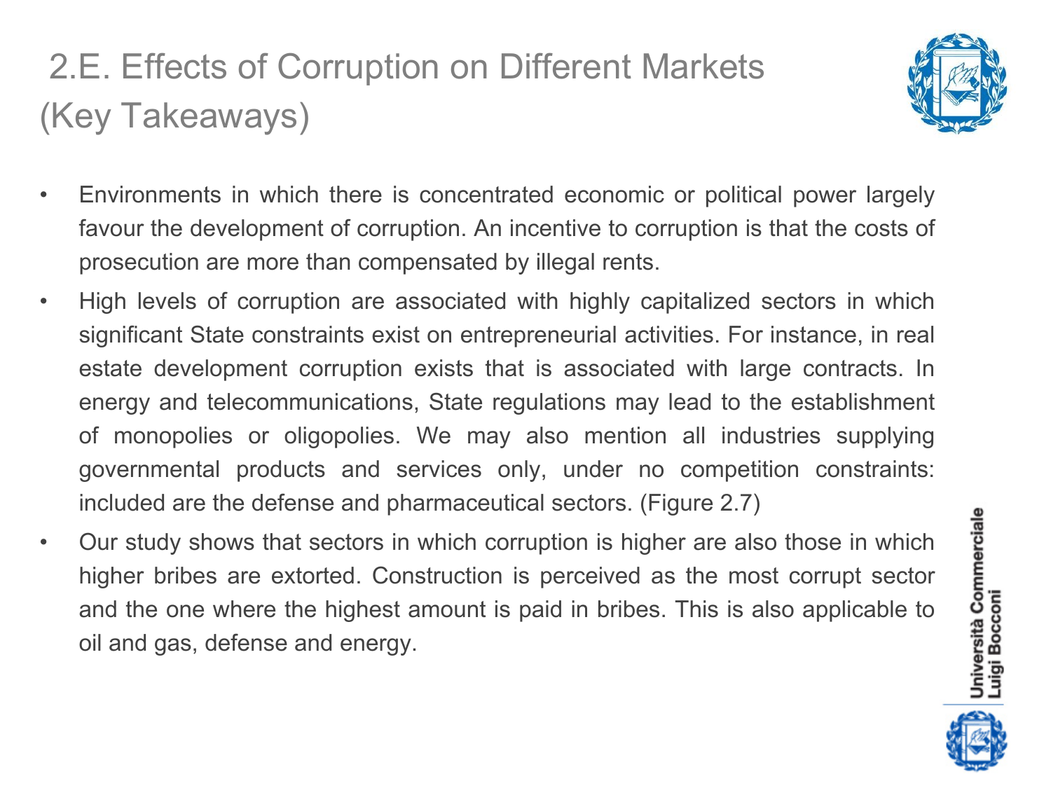# 2.E. Effects of Corruption on Different Markets (Key Takeaways)

- Environments in which there is concentrated economic or political power largely favour the development of corruption. An incentive to corruption is that the costs of prosecution are more than compensated by illegal rents.
- High levels of corruption are associated with highly capitalized sectors in which significant State constraints exist on entrepreneurial activities. For instance, in real estate development corruption exists that is associated with large contracts. In energy and telecommunications, State regulations may lead to the establishment of monopolies or oligopolies. We may also mention all industries supplying governmental products and services only, under no competition constraints: included are the defense and pharmaceutical sectors. (Figure 2.7)
- Our study shows that sectors in which corruption is higher are also those in which higher bribes are extorted. Construction is perceived as the most corrupt sector and the one where the highest amount is paid in bribes. This is also applicable to oil and gas, defense and energy.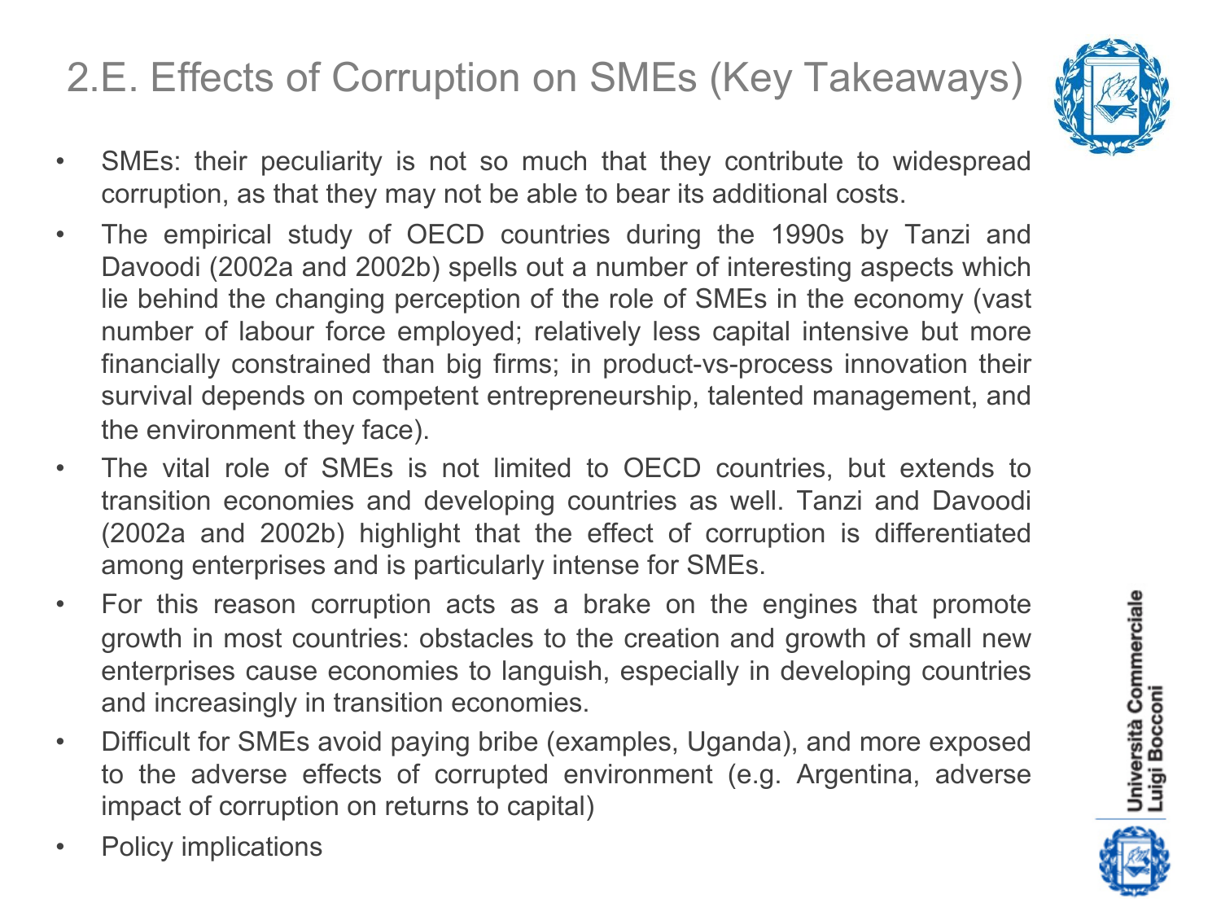# 2.E. Effects of Corruption on SMEs (Key Takeaways)

- SMEs: their peculiarity is not so much that they contribute to widespread corruption, as that they may not be able to bear its additional costs.
- The empirical study of OECD countries during the 1990s by Tanzi and Davoodi (2002a and 2002b) spells out a number of interesting aspects which lie behind the changing perception of the role of SMEs in the economy (vast number of labour force employed; relatively less capital intensive but more financially constrained than big firms; in product-vs-process innovation their survival depends on competent entrepreneurship, talented management, and the environment they face).
- The vital role of SMEs is not limited to OECD countries, but extends to transition economies and developing countries as well. Tanzi and Davoodi (2002a and 2002b) highlight that the effect of corruption is differentiated among enterprises and is particularly intense for SMEs.
- For this reason corruption acts as a brake on the engines that promote growth in most countries: obstacles to the creation and growth of small new enterprises cause economies to languish, especially in developing countries and increasingly in transition economies.
- Difficult for SMEs avoid paying bribe (examples, Uganda), and more exposed to the adverse effects of corrupted environment (e.g. Argentina, adverse impact of corruption on returns to capital)
- Policy implications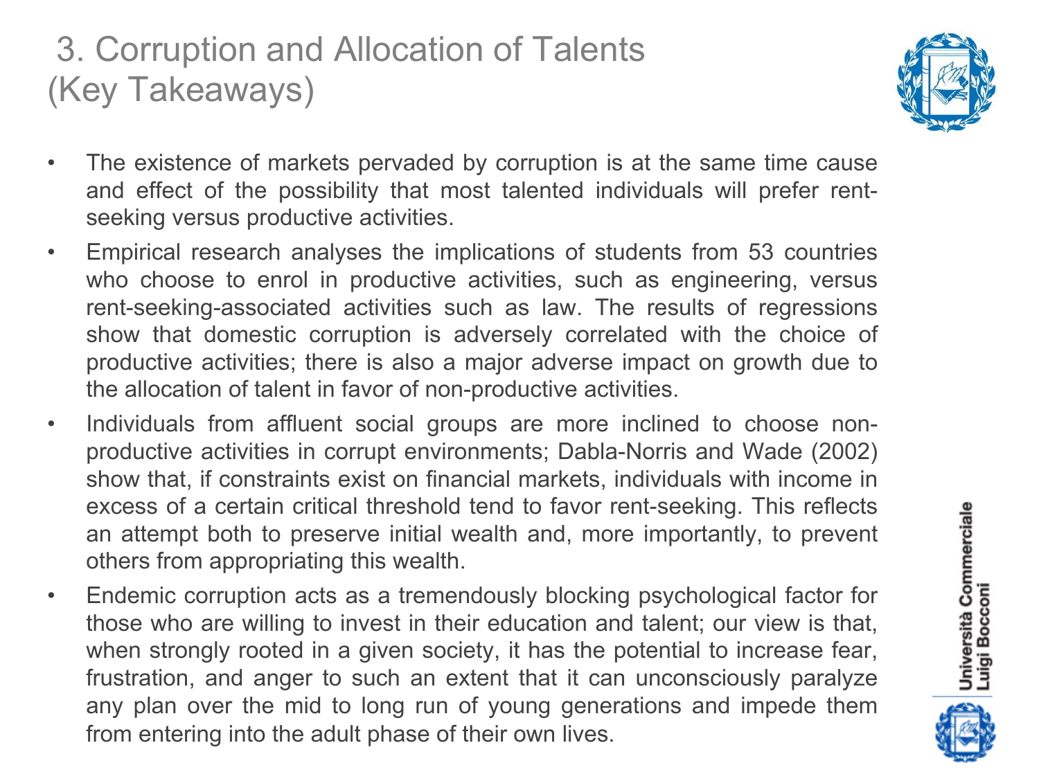# 3. Corruption and Allocation of Talents (Key Takeaways)

- The existence of markets pervaded by corruption is at the same time cause and effect of the possibility that most talented individuals will prefer rent-seeking versus productive activities.
- Empirical research analyses the implications of students from 53 countries who choose to enrol in productive activities, such as engineering, versus rent-seeking-associated activities such as law. The results of regressions show that domestic corruption is adversely correlated with the choice of productive activities; there is also a major adverse impact on growth due to the allocation of talent in favor of non-productive activities.
- Individuals from affluent social groups are more inclined to choose non-productive activities in corrupt environments; Dabla-Norris and Wade (2002) show that, if constraints exist on financial markets, individuals with income in excess of a certain critical threshold tend to favor rent-seeking. This reflects an attempt both to preserve initial wealth and, more importantly, to prevent others from appropriating this wealth.
- Endemic corruption acts as a tremendously blocking psychological factor for those who are willing to invest in their education and talent; our view is that, when strongly rooted in a given society, it has the potential to increase fear, frustration, and anger to such an extent that it can unconsciously paralyze any plan over the mid to long run of young generations and impede them from entering into the adult phase of their own lives.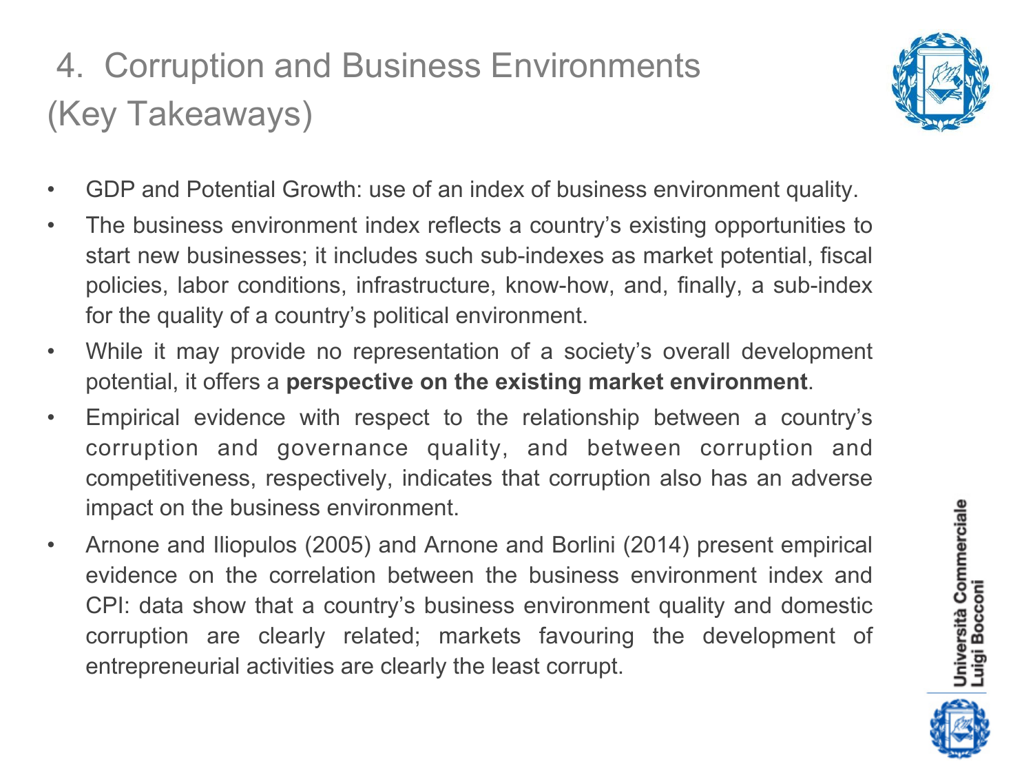# 4. Corruption and Business Environments (Key Takeaways)

- GDP and Potential Growth: use of an index of business environment quality.
- The business environment index reflects a country's existing opportunities to start new businesses; it includes such sub-indexes as market potential, fiscal policies, labor conditions, infrastructure, know-how, and, finally, a sub-index for the quality of a country's political environment.
- While it may provide no representation of a society's overall development potential, it offers a **perspective on the existing market environment**.
- Empirical evidence with respect to the relationship between a country's corruption and governance quality, and between corruption and competitiveness, respectively, indicates that corruption also has an adverse impact on the business environment.
- Arnone and Iliopulos (2005) and Arnone and Borlini (2014) present empirical evidence on the correlation between the business environment index and CPI: data show that a country's business environment quality and domestic corruption are clearly related; markets favouring the development of entrepreneurial activities are clearly the least corrupt.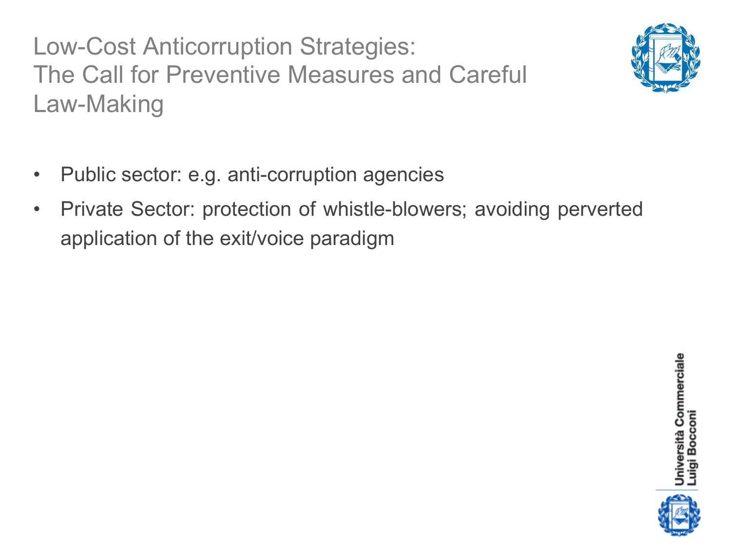# Low-Cost Anticorruption Strategies: The Call for Preventive Measures and Careful Law-Making

- Public sector: e.g. anti-corruption agencies
- Private Sector: protection of whistle-blowers; avoiding perverted application of the exit/voice paradigm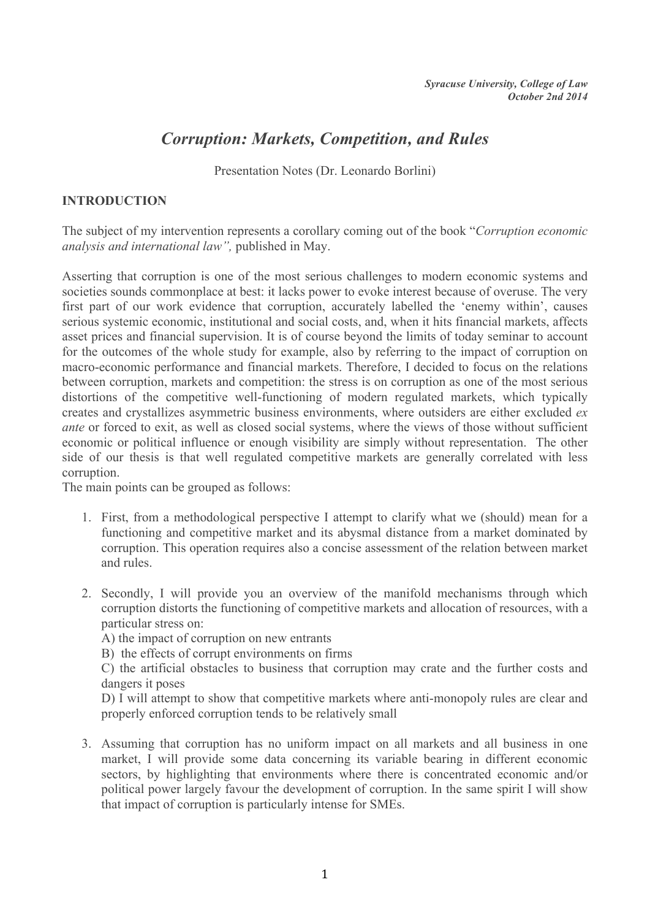*Syracuse University, College of Law*
*October 2nd 2014*

# *Corruption: Markets, Competition, and Rules*

Presentation Notes (Dr. Leonardo Borlini)

## INTRODUCTION

The subject of my intervention represents a corollary coming out of the book "*Corruption economic analysis and international law",* published in May.

Asserting that corruption is one of the most serious challenges to modern economic systems and societies sounds commonplace at best: it lacks power to evoke interest because of overuse. The very first part of our work evidence that corruption, accurately labelled the 'enemy within', causes serious systemic economic, institutional and social costs, and, when it hits financial markets, affects asset prices and financial supervision. It is of course beyond the limits of today seminar to account for the outcomes of the whole study for example, also by referring to the impact of corruption on macro-economic performance and financial markets. Therefore, I decided to focus on the relations between corruption, markets and competition: the stress is on corruption as one of the most serious distortions of the competitive well-functioning of modern regulated markets, which typically creates and crystallizes asymmetric business environments, where outsiders are either excluded *ex ante* or forced to exit, as well as closed social systems, where the views of those without sufficient economic or political influence or enough visibility are simply without representation. The other side of our thesis is that well regulated competitive markets are generally correlated with less corruption.

The main points can be grouped as follows:

1. First, from a methodological perspective I attempt to clarify what we (should) mean for a functioning and competitive market and its abysmal distance from a market dominated by corruption. This operation requires also a concise assessment of the relation between market and rules.

2. Secondly, I will provide you an overview of the manifold mechanisms through which corruption distorts the functioning of competitive markets and allocation of resources, with a particular stress on:
   A) the impact of corruption on new entrants
   B) the effects of corrupt environments on firms
   C) the artificial obstacles to business that corruption may crate and the further costs and dangers it poses
   D) I will attempt to show that competitive markets where anti-monopoly rules are clear and properly enforced corruption tends to be relatively small

3. Assuming that corruption has no uniform impact on all markets and all business in one market, I will provide some data concerning its variable bearing in different economic sectors, by highlighting that environments where there is concentrated economic and/or political power largely favour the development of corruption. In the same spirit I will show that impact of corruption is particularly intense for SMEs.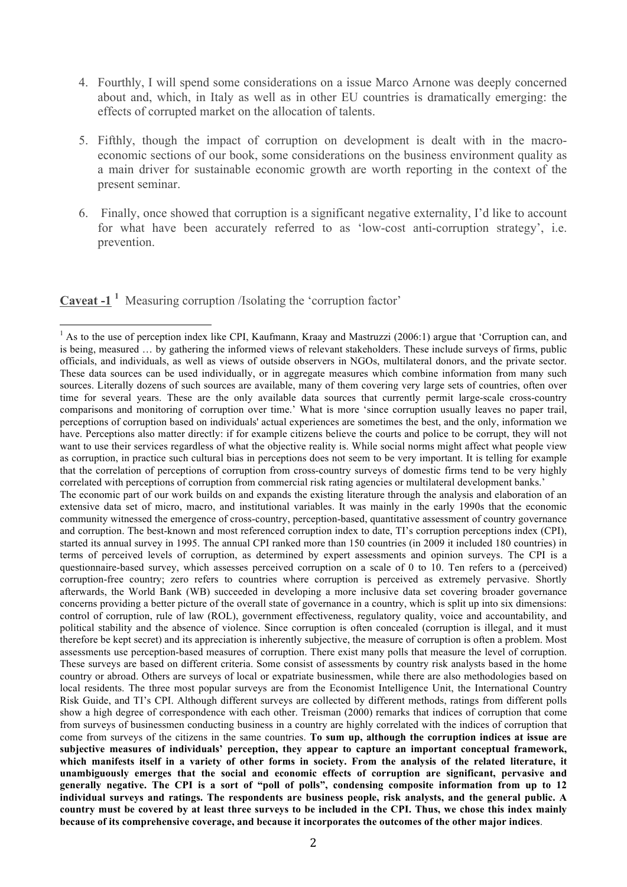4. Fourthly, I will spend some considerations on a issue Marco Arnone was deeply concerned about and, which, in Italy as well as in other EU countries is dramatically emerging: the effects of corrupted market on the allocation of talents.

5. Fifthly, though the impact of corruption on development is dealt with in the macro-economic sections of our book, some considerations on the business environment quality as a main driver for sustainable economic growth are worth reporting in the context of the present seminar.

6. Finally, once showed that corruption is a significant negative externality, I'd like to account for what have been accurately referred to as 'low-cost anti-corruption strategy', i.e. prevention.

**Caveat -1** [1] Measuring corruption /Isolating the 'corruption factor'

[1] As to the use of perception index like CPI, Kaufmann, Kraay and Mastruzzi (2006:1) argue that 'Corruption can, and is being, measured … by gathering the informed views of relevant stakeholders. These include surveys of firms, public officials, and individuals, as well as views of outside observers in NGOs, multilateral donors, and the private sector. These data sources can be used individually, or in aggregate measures which combine information from many such sources. Literally dozens of such sources are available, many of them covering very large sets of countries, often over time for several years. These are the only available data sources that currently permit large-scale cross-country comparisons and monitoring of corruption over time.' What is more 'since corruption usually leaves no paper trail, perceptions of corruption based on individuals' actual experiences are sometimes the best, and the only, information we have. Perceptions also matter directly: if for example citizens believe the courts and police to be corrupt, they will not want to use their services regardless of what the objective reality is. While social norms might affect what people view as corruption, in practice such cultural bias in perceptions does not seem to be very important. It is telling for example that the correlation of perceptions of corruption from cross-country surveys of domestic firms tend to be very highly correlated with perceptions of corruption from commercial risk rating agencies or multilateral development banks.'

The economic part of our work builds on and expands the existing literature through the analysis and elaboration of an extensive data set of micro, macro, and institutional variables. It was mainly in the early 1990s that the economic community witnessed the emergence of cross-country, perception-based, quantitative assessment of country governance and corruption. The best-known and most referenced corruption index to date, TI's corruption perceptions index (CPI), started its annual survey in 1995. The annual CPI ranked more than 150 countries (in 2009 it included 180 countries) in terms of perceived levels of corruption, as determined by expert assessments and opinion surveys. The CPI is a questionnaire-based survey, which assesses perceived corruption on a scale of 0 to 10. Ten refers to a (perceived) corruption-free country; zero refers to countries where corruption is perceived as extremely pervasive. Shortly afterwards, the World Bank (WB) succeeded in developing a more inclusive data set covering broader governance concerns providing a better picture of the overall state of governance in a country, which is split up into six dimensions: control of corruption, rule of law (ROL), government effectiveness, regulatory quality, voice and accountability, and political stability and the absence of violence. Since corruption is often concealed (corruption is illegal, and it must therefore be kept secret) and its appreciation is inherently subjective, the measure of corruption is often a problem. Most assessments use perception-based measures of corruption. There exist many polls that measure the level of corruption. These surveys are based on different criteria. Some consist of assessments by country risk analysts based in the home country or abroad. Others are surveys of local or expatriate businessmen, while there are also methodologies based on local residents. The three most popular surveys are from the Economist Intelligence Unit, the International Country Risk Guide, and TI's CPI. Although different surveys are collected by different methods, ratings from different polls show a high degree of correspondence with each other. Treisman (2000) remarks that indices of corruption that come from surveys of businessmen conducting business in a country are highly correlated with the indices of corruption that come from surveys of the citizens in the same countries. **To sum up, although the corruption indices at issue are subjective measures of individuals' perception, they appear to capture an important conceptual framework, which manifests itself in a variety of other forms in society. From the analysis of the related literature, it unambiguously emerges that the social and economic effects of corruption are significant, pervasive and generally negative. The CPI is a sort of "poll of polls", condensing composite information from up to 12 individual surveys and ratings. The respondents are business people, risk analysts, and the general public. A country must be covered by at least three surveys to be included in the CPI. Thus, we chose this index mainly because of its comprehensive coverage, and because it incorporates the outcomes of the other major indices**.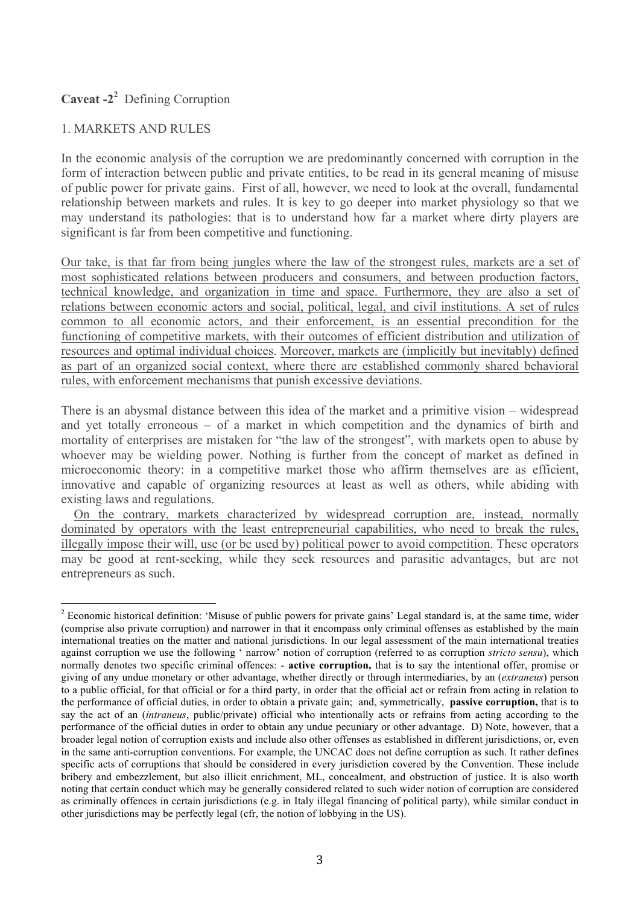**Caveat -2**[2] Defining Corruption

1. MARKETS AND RULES

In the economic analysis of the corruption we are predominantly concerned with corruption in the form of interaction between public and private entities, to be read in its general meaning of misuse of public power for private gains. First of all, however, we need to look at the overall, fundamental relationship between markets and rules. It is key to go deeper into market physiology so that we may understand its pathologies: that is to understand how far a market where dirty players are significant is far from been competitive and functioning.

<u>Our take, is that far from being jungles where the law of the strongest rules, markets are a set of most sophisticated relations between producers and consumers, and between production factors, technical knowledge, and organization in time and space. Furthermore, they are also a set of relations between economic actors and social, political, legal, and civil institutions. A set of rules common to all economic actors, and their enforcement, is an essential precondition for the functioning of competitive markets, with their outcomes of efficient distribution and utilization of resources and optimal individual choices</u>. <u>Moreover, markets are (implicitly but inevitably) defined as part of an organized social context, where there are established commonly shared behavioral rules, with enforcement mechanisms that punish excessive deviations</u>.

There is an abysmal distance between this idea of the market and a primitive vision – widespread and yet totally erroneous – of a market in which competition and the dynamics of birth and mortality of enterprises are mistaken for "the law of the strongest", with markets open to abuse by whoever may be wielding power. Nothing is further from the concept of market as defined in microeconomic theory: in a competitive market those who affirm themselves are as efficient, innovative and capable of organizing resources at least as well as others, while abiding with existing laws and regulations.

<u>On the contrary, markets characterized by widespread corruption are, instead, normally dominated by operators with the least entrepreneurial capabilities, who need to break the rules, illegally impose their will, use (or be used by) political power to avoid competition</u>. These operators may be good at rent-seeking, while they seek resources and parasitic advantages, but are not entrepreneurs as such.

---

[2] Economic historical definition: 'Misuse of public powers for private gains' Legal standard is, at the same time, wider (comprise also private corruption) and narrower in that it encompass only criminal offenses as established by the main international treaties on the matter and national jurisdictions. In our legal assessment of the main international treaties against corruption we use the following ' narrow' notion of corruption (referred to as corruption *stricto sensu*), which normally denotes two specific criminal offences: - **active corruption,** that is to say the intentional offer, promise or giving of any undue monetary or other advantage, whether directly or through intermediaries, by an (*extraneus*) person to a public official, for that official or for a third party, in order that the official act or refrain from acting in relation to the performance of official duties, in order to obtain a private gain; and, symmetrically, **passive corruption,** that is to say the act of an (*intraneus*, public/private) official who intentionally acts or refrains from acting according to the performance of the official duties in order to obtain any undue pecuniary or other advantage. D) Note, however, that a broader legal notion of corruption exists and include also other offenses as established in different jurisdictions, or, even in the same anti-corruption conventions. For example, the UNCAC does not define corruption as such. It rather defines specific acts of corruptions that should be considered in every jurisdiction covered by the Convention. These include bribery and embezzlement, but also illicit enrichment, ML, concealment, and obstruction of justice. It is also worth noting that certain conduct which may be generally considered related to such wider notion of corruption are considered as criminally offences in certain jurisdictions (e.g. in Italy illegal financing of political party), while similar conduct in other jurisdictions may be perfectly legal (cfr, the notion of lobbying in the US).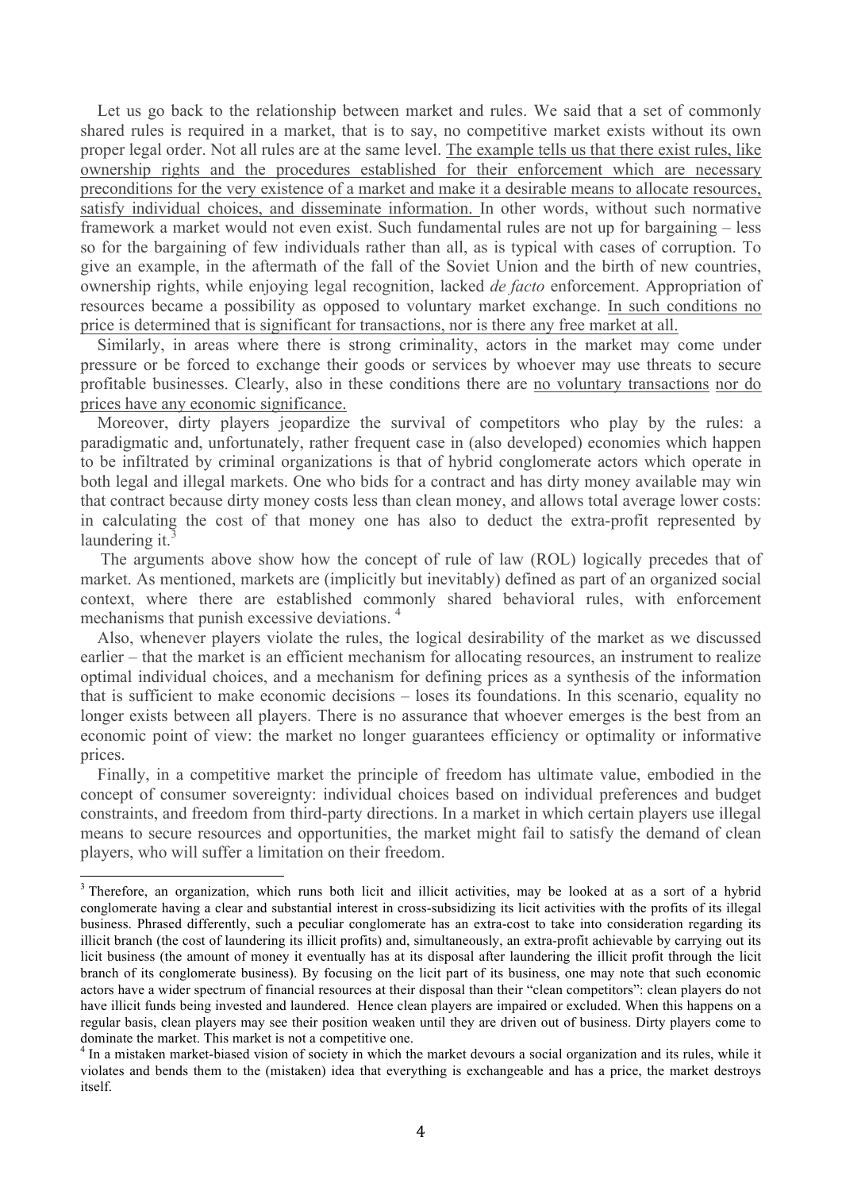Let us go back to the relationship between market and rules. We said that a set of commonly shared rules is required in a market, that is to say, no competitive market exists without its own proper legal order. Not all rules are at the same level. The example tells us that there exist rules, like ownership rights and the procedures established for their enforcement which are necessary preconditions for the very existence of a market and make it a desirable means to allocate resources, satisfy individual choices, and disseminate information. In other words, without such normative framework a market would not even exist. Such fundamental rules are not up for bargaining – less so for the bargaining of few individuals rather than all, as is typical with cases of corruption. To give an example, in the aftermath of the fall of the Soviet Union and the birth of new countries, ownership rights, while enjoying legal recognition, lacked *de facto* enforcement. Appropriation of resources became a possibility as opposed to voluntary market exchange. In such conditions no price is determined that is significant for transactions, nor is there any free market at all.

Similarly, in areas where there is strong criminality, actors in the market may come under pressure or be forced to exchange their goods or services by whoever may use threats to secure profitable businesses. Clearly, also in these conditions there are no voluntary transactions nor do prices have any economic significance.

Moreover, dirty players jeopardize the survival of competitors who play by the rules: a paradigmatic and, unfortunately, rather frequent case in (also developed) economies which happen to be infiltrated by criminal organizations is that of hybrid conglomerate actors which operate in both legal and illegal markets. One who bids for a contract and has dirty money available may win that contract because dirty money costs less than clean money, and allows total average lower costs: in calculating the cost of that money one has also to deduct the extra-profit represented by laundering it.[3]

The arguments above show how the concept of rule of law (ROL) logically precedes that of market. As mentioned, markets are (implicitly but inevitably) defined as part of an organized social context, where there are established commonly shared behavioral rules, with enforcement mechanisms that punish excessive deviations.[4]

Also, whenever players violate the rules, the logical desirability of the market as we discussed earlier – that the market is an efficient mechanism for allocating resources, an instrument to realize optimal individual choices, and a mechanism for defining prices as a synthesis of the information that is sufficient to make economic decisions – loses its foundations. In this scenario, equality no longer exists between all players. There is no assurance that whoever emerges is the best from an economic point of view: the market no longer guarantees efficiency or optimality or informative prices.

Finally, in a competitive market the principle of freedom has ultimate value, embodied in the concept of consumer sovereignty: individual choices based on individual preferences and budget constraints, and freedom from third-party directions. In a market in which certain players use illegal means to secure resources and opportunities, the market might fail to satisfy the demand of clean players, who will suffer a limitation on their freedom.

---

[3] Therefore, an organization, which runs both licit and illicit activities, may be looked at as a sort of a hybrid conglomerate having a clear and substantial interest in cross-subsidizing its licit activities with the profits of its illegal business. Phrased differently, such a peculiar conglomerate has an extra-cost to take into consideration regarding its illicit branch (the cost of laundering its illicit profits) and, simultaneously, an extra-profit achievable by carrying out its licit business (the amount of money it eventually has at its disposal after laundering the illicit profit through the licit branch of its conglomerate business). By focusing on the licit part of its business, one may note that such economic actors have a wider spectrum of financial resources at their disposal than their "clean competitors": clean players do not have illicit funds being invested and laundered. Hence clean players are impaired or excluded. When this happens on a regular basis, clean players may see their position weaken until they are driven out of business. Dirty players come to dominate the market. This market is not a competitive one.

[4] In a mistaken market-biased vision of society in which the market devours a social organization and its rules, while it violates and bends them to the (mistaken) idea that everything is exchangeable and has a price, the market destroys itself.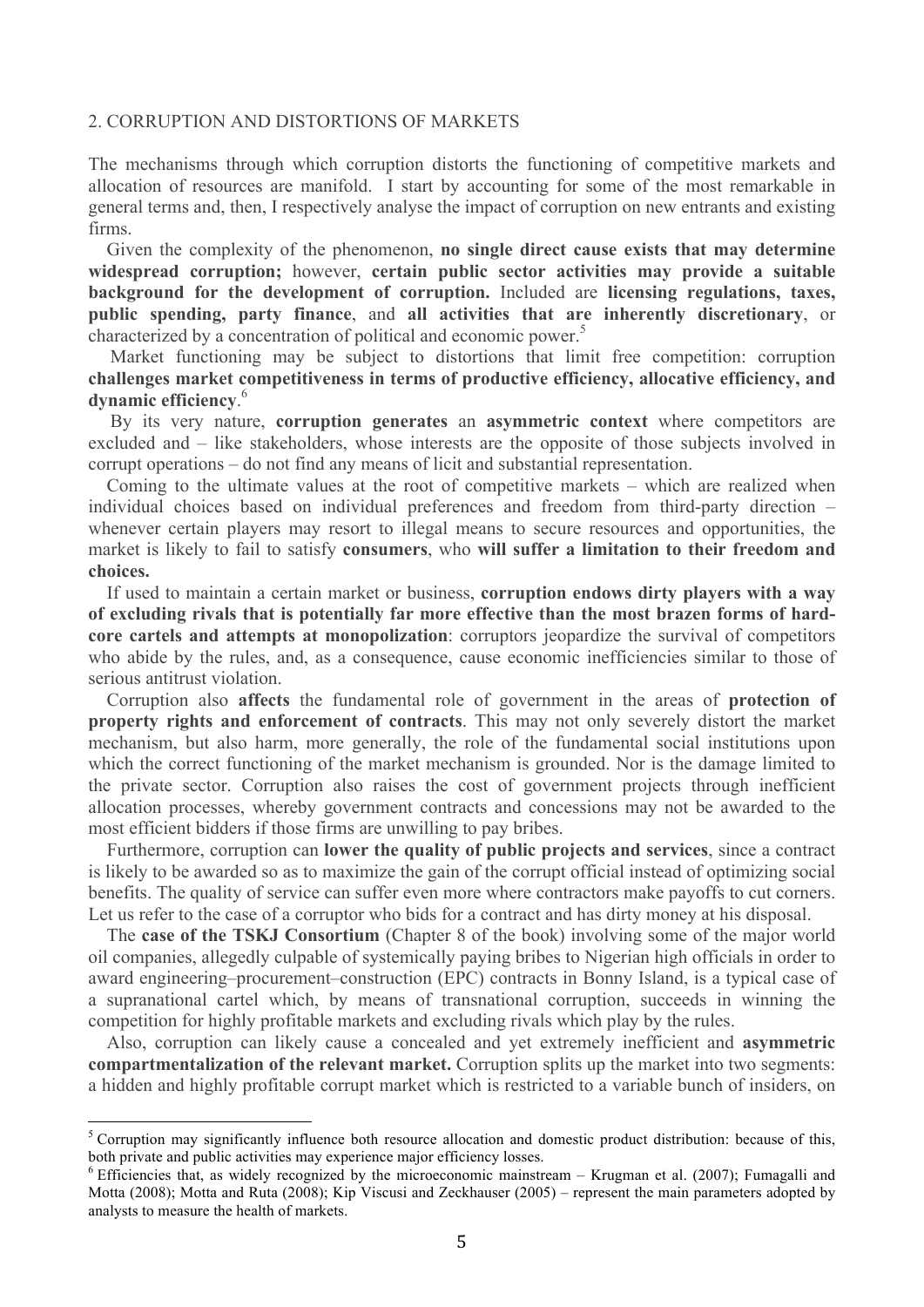## 2. CORRUPTION AND DISTORTIONS OF MARKETS

The mechanisms through which corruption distorts the functioning of competitive markets and allocation of resources are manifold. I start by accounting for some of the most remarkable in general terms and, then, I respectively analyse the impact of corruption on new entrants and existing firms.

Given the complexity of the phenomenon, **no single direct cause exists that may determine widespread corruption;** however, **certain public sector activities may provide a suitable background for the development of corruption.** Included are **licensing regulations, taxes, public spending, party finance**, and **all activities that are inherently discretionary**, or characterized by a concentration of political and economic power.[5]

Market functioning may be subject to distortions that limit free competition: corruption **challenges market competitiveness in terms of productive efficiency, allocative efficiency, and dynamic efficiency**.[6]

By its very nature, **corruption generates** an **asymmetric context** where competitors are excluded and – like stakeholders, whose interests are the opposite of those subjects involved in corrupt operations – do not find any means of licit and substantial representation.

Coming to the ultimate values at the root of competitive markets – which are realized when individual choices based on individual preferences and freedom from third-party direction – whenever certain players may resort to illegal means to secure resources and opportunities, the market is likely to fail to satisfy **consumers**, who **will suffer a limitation to their freedom and choices.**

If used to maintain a certain market or business, **corruption endows dirty players with a way of excluding rivals that is potentially far more effective than the most brazen forms of hard-core cartels and attempts at monopolization**: corruptors jeopardize the survival of competitors who abide by the rules, and, as a consequence, cause economic inefficiencies similar to those of serious antitrust violation.

Corruption also **affects** the fundamental role of government in the areas of **protection of property rights and enforcement of contracts**. This may not only severely distort the market mechanism, but also harm, more generally, the role of the fundamental social institutions upon which the correct functioning of the market mechanism is grounded. Nor is the damage limited to the private sector. Corruption also raises the cost of government projects through inefficient allocation processes, whereby government contracts and concessions may not be awarded to the most efficient bidders if those firms are unwilling to pay bribes.

Furthermore, corruption can **lower the quality of public projects and services**, since a contract is likely to be awarded so as to maximize the gain of the corrupt official instead of optimizing social benefits. The quality of service can suffer even more where contractors make payoffs to cut corners. Let us refer to the case of a corruptor who bids for a contract and has dirty money at his disposal.

The **case of the TSKJ Consortium** (Chapter 8 of the book) involving some of the major world oil companies, allegedly culpable of systemically paying bribes to Nigerian high officials in order to award engineering–procurement–construction (EPC) contracts in Bonny Island, is a typical case of a supranational cartel which, by means of transnational corruption, succeeds in winning the competition for highly profitable markets and excluding rivals which play by the rules.

Also, corruption can likely cause a concealed and yet extremely inefficient and **asymmetric compartmentalization of the relevant market.** Corruption splits up the market into two segments: a hidden and highly profitable corrupt market which is restricted to a variable bunch of insiders, on

[5] Corruption may significantly influence both resource allocation and domestic product distribution: because of this, both private and public activities may experience major efficiency losses.

[6] Efficiencies that, as widely recognized by the microeconomic mainstream – Krugman et al. (2007); Fumagalli and Motta (2008); Motta and Ruta (2008); Kip Viscusi and Zeckhauser (2005) – represent the main parameters adopted by analysts to measure the health of markets.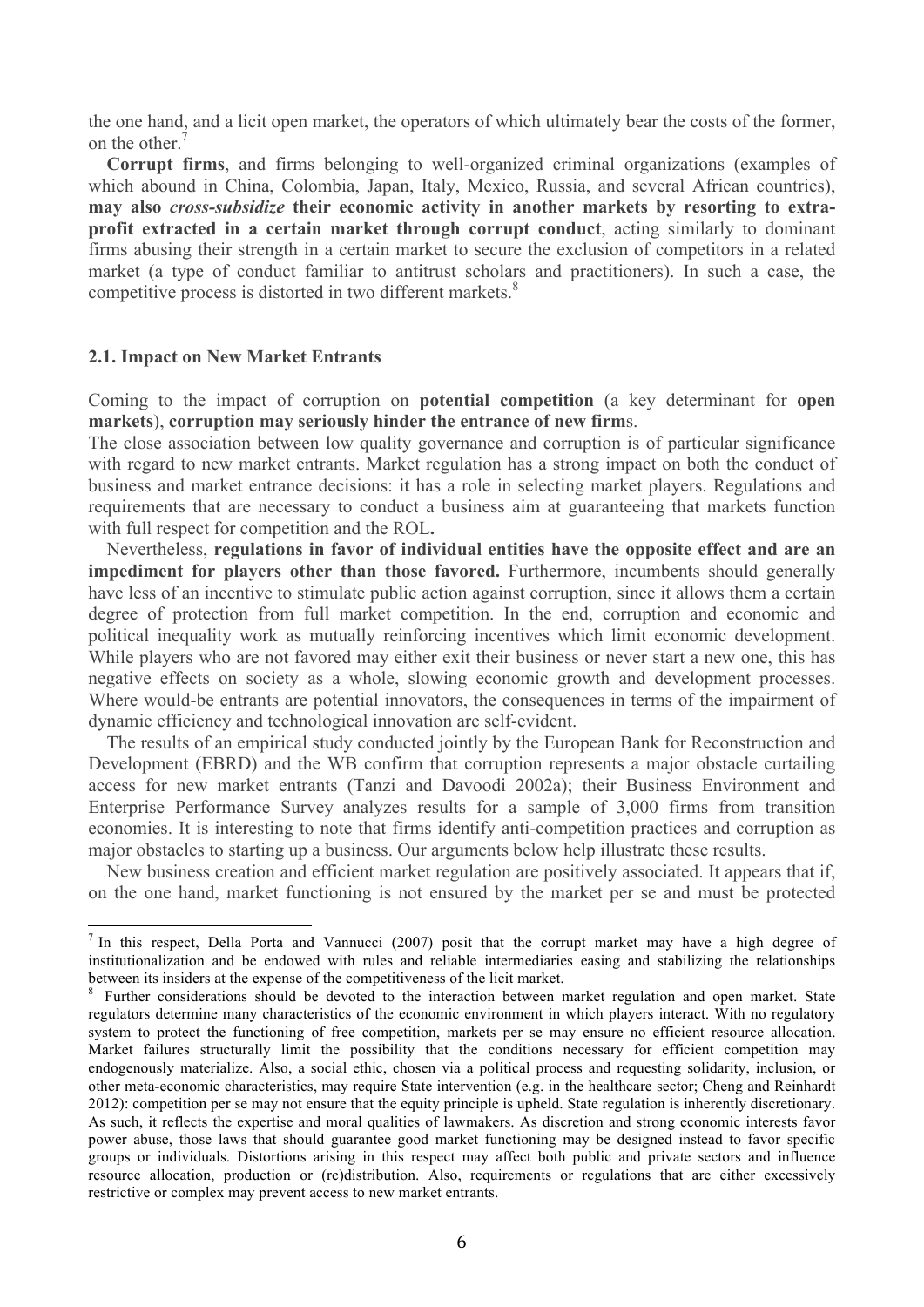the one hand, and a licit open market, the operators of which ultimately bear the costs of the former, on the other.[7]

**Corrupt firms**, and firms belonging to well-organized criminal organizations (examples of which abound in China, Colombia, Japan, Italy, Mexico, Russia, and several African countries), **may also *cross-subsidize* their economic activity in another markets by resorting to extra-profit extracted in a certain market through corrupt conduct**, acting similarly to dominant firms abusing their strength in a certain market to secure the exclusion of competitors in a related market (a type of conduct familiar to antitrust scholars and practitioners). In such a case, the competitive process is distorted in two different markets.[8]

### 2.1. Impact on New Market Entrants

Coming to the impact of corruption on **potential competition** (a key determinant for **open markets**), **corruption may seriously hinder the entrance of new firm**s.

The close association between low quality governance and corruption is of particular significance with regard to new market entrants. Market regulation has a strong impact on both the conduct of business and market entrance decisions: it has a role in selecting market players. Regulations and requirements that are necessary to conduct a business aim at guaranteeing that markets function with full respect for competition and the ROL**.**

Nevertheless, **regulations in favor of individual entities have the opposite effect and are an impediment for players other than those favored.** Furthermore, incumbents should generally have less of an incentive to stimulate public action against corruption, since it allows them a certain degree of protection from full market competition. In the end, corruption and economic and political inequality work as mutually reinforcing incentives which limit economic development. While players who are not favored may either exit their business or never start a new one, this has negative effects on society as a whole, slowing economic growth and development processes. Where would-be entrants are potential innovators, the consequences in terms of the impairment of dynamic efficiency and technological innovation are self-evident.

The results of an empirical study conducted jointly by the European Bank for Reconstruction and Development (EBRD) and the WB confirm that corruption represents a major obstacle curtailing access for new market entrants (Tanzi and Davoodi 2002a); their Business Environment and Enterprise Performance Survey analyzes results for a sample of 3,000 firms from transition economies. It is interesting to note that firms identify anti-competition practices and corruption as major obstacles to starting up a business. Our arguments below help illustrate these results.

New business creation and efficient market regulation are positively associated. It appears that if, on the one hand, market functioning is not ensured by the market per se and must be protected

---

[7] In this respect, Della Porta and Vannucci (2007) posit that the corrupt market may have a high degree of institutionalization and be endowed with rules and reliable intermediaries easing and stabilizing the relationships between its insiders at the expense of the competitiveness of the licit market.

[8] Further considerations should be devoted to the interaction between market regulation and open market. State regulators determine many characteristics of the economic environment in which players interact. With no regulatory system to protect the functioning of free competition, markets per se may ensure no efficient resource allocation. Market failures structurally limit the possibility that the conditions necessary for efficient competition may endogenously materialize. Also, a social ethic, chosen via a political process and requesting solidarity, inclusion, or other meta-economic characteristics, may require State intervention (e.g. in the healthcare sector; Cheng and Reinhardt 2012): competition per se may not ensure that the equity principle is upheld. State regulation is inherently discretionary. As such, it reflects the expertise and moral qualities of lawmakers. As discretion and strong economic interests favor power abuse, those laws that should guarantee good market functioning may be designed instead to favor specific groups or individuals. Distortions arising in this respect may affect both public and private sectors and influence resource allocation, production or (re)distribution. Also, requirements or regulations that are either excessively restrictive or complex may prevent access to new market entrants.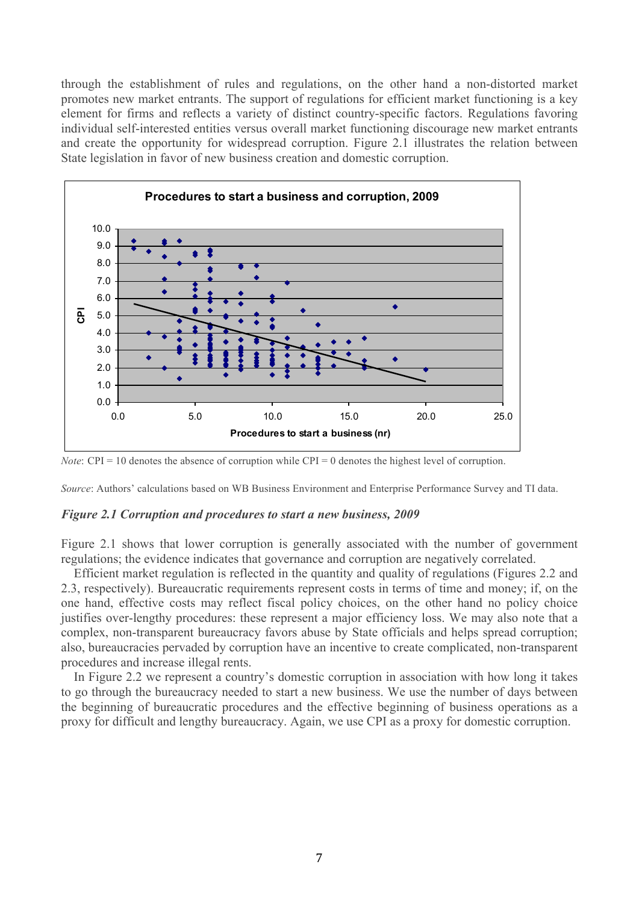through the establishment of rules and regulations, on the other hand a non-distorted market promotes new market entrants. The support of regulations for efficient market functioning is a key element for firms and reflects a variety of distinct country-specific factors. Regulations favoring individual self-interested entities versus overall market functioning discourage new market entrants and create the opportunity for widespread corruption. Figure 2.1 illustrates the relation between State legislation in favor of new business creation and domestic corruption.

*Note*: CPI = 10 denotes the absence of corruption while CPI = 0 denotes the highest level of corruption.

*Source*: Authors' calculations based on WB Business Environment and Enterprise Performance Survey and TI data.

***Figure 2.1 Corruption and procedures to start a new business, 2009***

Figure 2.1 shows that lower corruption is generally associated with the number of government regulations; the evidence indicates that governance and corruption are negatively correlated.

Efficient market regulation is reflected in the quantity and quality of regulations (Figures 2.2 and 2.3, respectively). Bureaucratic requirements represent costs in terms of time and money; if, on the one hand, effective costs may reflect fiscal policy choices, on the other hand no policy choice justifies over-lengthy procedures: these represent a major efficiency loss. We may also note that a complex, non-transparent bureaucracy favors abuse by State officials and helps spread corruption; also, bureaucracies pervaded by corruption have an incentive to create complicated, non-transparent procedures and increase illegal rents.

In Figure 2.2 we represent a country's domestic corruption in association with how long it takes to go through the bureaucracy needed to start a new business. We use the number of days between the beginning of bureaucratic procedures and the effective beginning of business operations as a proxy for difficult and lengthy bureaucracy. Again, we use CPI as a proxy for domestic corruption.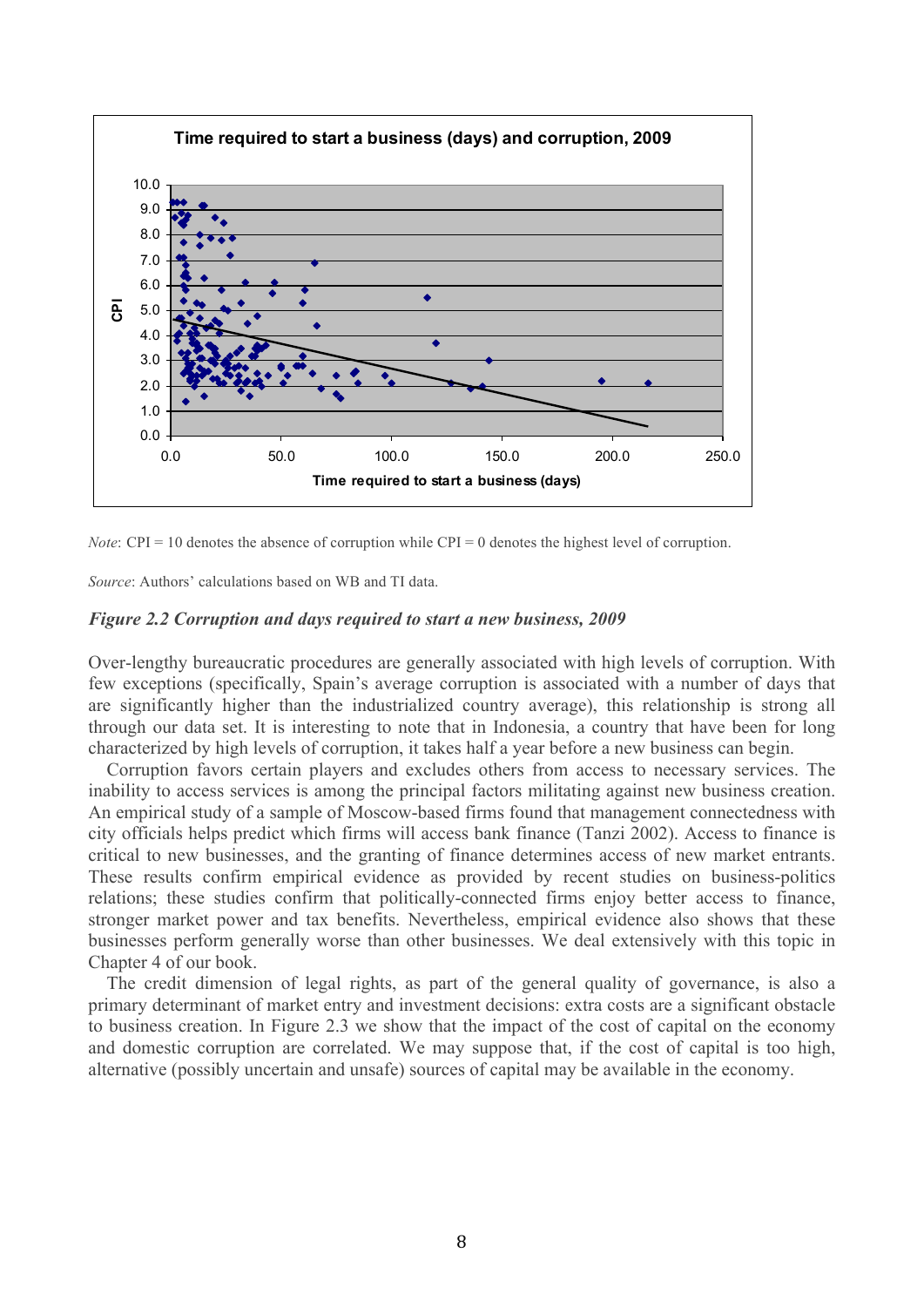*Note*: CPI = 10 denotes the absence of corruption while CPI = 0 denotes the highest level of corruption.

*Source*: Authors' calculations based on WB and TI data.

***Figure 2.2 Corruption and days required to start a new business, 2009***

Over-lengthy bureaucratic procedures are generally associated with high levels of corruption. With few exceptions (specifically, Spain's average corruption is associated with a number of days that are significantly higher than the industrialized country average), this relationship is strong all through our data set. It is interesting to note that in Indonesia, a country that have been for long characterized by high levels of corruption, it takes half a year before a new business can begin.

Corruption favors certain players and excludes others from access to necessary services. The inability to access services is among the principal factors militating against new business creation. An empirical study of a sample of Moscow-based firms found that management connectedness with city officials helps predict which firms will access bank finance (Tanzi 2002). Access to finance is critical to new businesses, and the granting of finance determines access of new market entrants. These results confirm empirical evidence as provided by recent studies on business-politics relations; these studies confirm that politically-connected firms enjoy better access to finance, stronger market power and tax benefits. Nevertheless, empirical evidence also shows that these businesses perform generally worse than other businesses. We deal extensively with this topic in Chapter 4 of our book.

The credit dimension of legal rights, as part of the general quality of governance, is also a primary determinant of market entry and investment decisions: extra costs are a significant obstacle to business creation. In Figure 2.3 we show that the impact of the cost of capital on the economy and domestic corruption are correlated. We may suppose that, if the cost of capital is too high, alternative (possibly uncertain and unsafe) sources of capital may be available in the economy.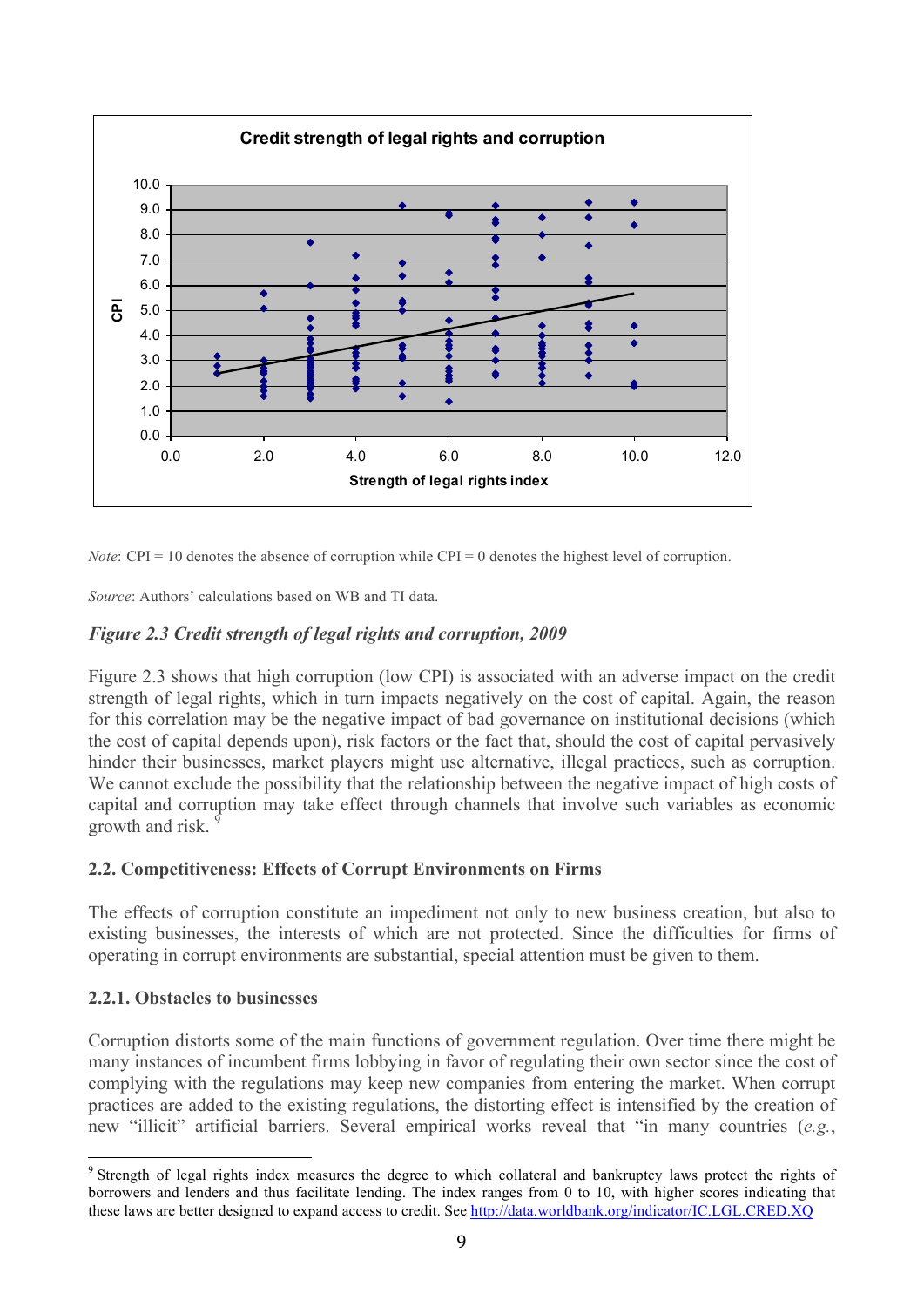*Note*: CPI = 10 denotes the absence of corruption while CPI = 0 denotes the highest level of corruption.

*Source*: Authors' calculations based on WB and TI data.

*Figure 2.3 Credit strength of legal rights and corruption, 2009*

Figure 2.3 shows that high corruption (low CPI) is associated with an adverse impact on the credit strength of legal rights, which in turn impacts negatively on the cost of capital. Again, the reason for this correlation may be the negative impact of bad governance on institutional decisions (which the cost of capital depends upon), risk factors or the fact that, should the cost of capital pervasively hinder their businesses, market players might use alternative, illegal practices, such as corruption. We cannot exclude the possibility that the relationship between the negative impact of high costs of capital and corruption may take effect through channels that involve such variables as economic growth and risk. [9]

### 2.2. Competitiveness: Effects of Corrupt Environments on Firms

The effects of corruption constitute an impediment not only to new business creation, but also to existing businesses, the interests of which are not protected. Since the difficulties for firms of operating in corrupt environments are substantial, special attention must be given to them.

#### 2.2.1. Obstacles to businesses

Corruption distorts some of the main functions of government regulation. Over time there might be many instances of incumbent firms lobbying in favor of regulating their own sector since the cost of complying with the regulations may keep new companies from entering the market. When corrupt practices are added to the existing regulations, the distorting effect is intensified by the creation of new "illicit" artificial barriers. Several empirical works reveal that "in many countries (*e.g.*,

---

[9] Strength of legal rights index measures the degree to which collateral and bankruptcy laws protect the rights of borrowers and lenders and thus facilitate lending. The index ranges from 0 to 10, with higher scores indicating that these laws are better designed to expand access to credit. See http://data.worldbank.org/indicator/IC.LGL.CRED.XQ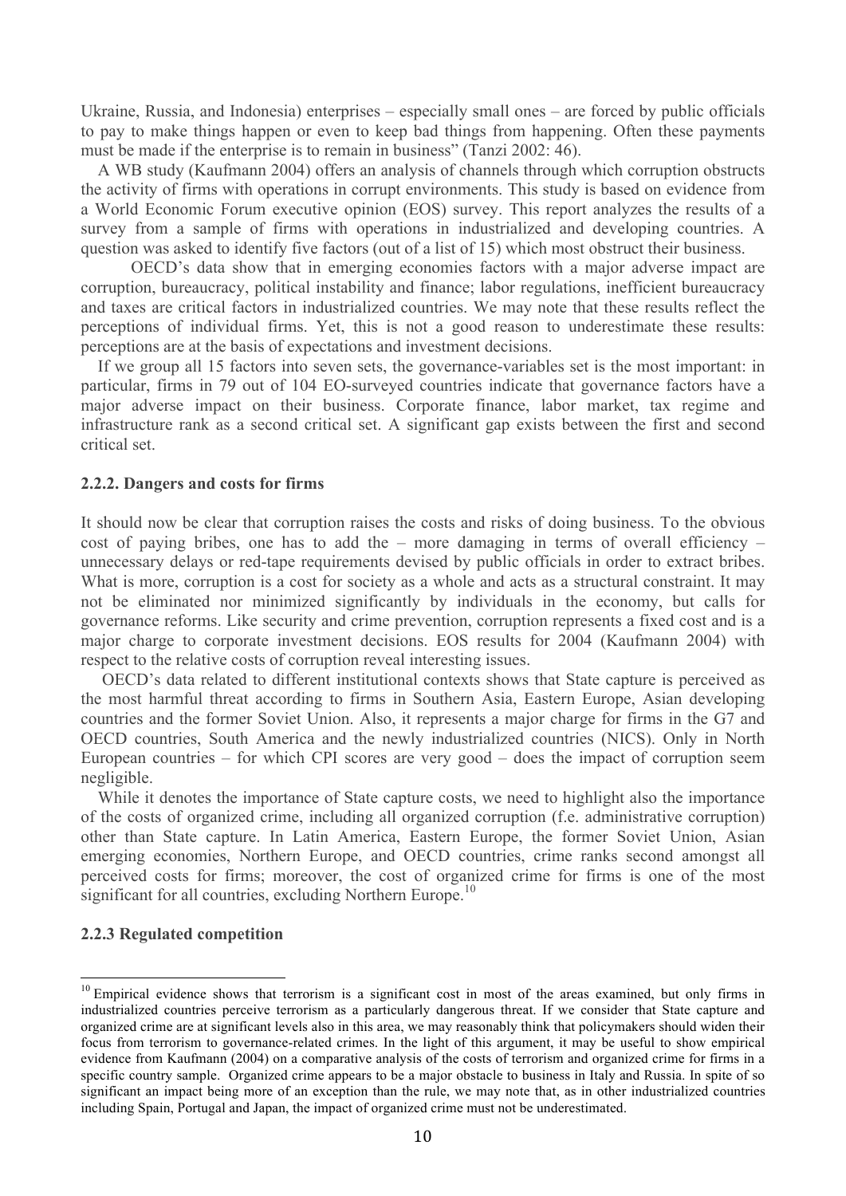Ukraine, Russia, and Indonesia) enterprises – especially small ones – are forced by public officials to pay to make things happen or even to keep bad things from happening. Often these payments must be made if the enterprise is to remain in business" (Tanzi 2002: 46).

A WB study (Kaufmann 2004) offers an analysis of channels through which corruption obstructs the activity of firms with operations in corrupt environments. This study is based on evidence from a World Economic Forum executive opinion (EOS) survey. This report analyzes the results of a survey from a sample of firms with operations in industrialized and developing countries. A question was asked to identify five factors (out of a list of 15) which most obstruct their business.

OECD's data show that in emerging economies factors with a major adverse impact are corruption, bureaucracy, political instability and finance; labor regulations, inefficient bureaucracy and taxes are critical factors in industrialized countries. We may note that these results reflect the perceptions of individual firms. Yet, this is not a good reason to underestimate these results: perceptions are at the basis of expectations and investment decisions.

If we group all 15 factors into seven sets, the governance-variables set is the most important: in particular, firms in 79 out of 104 EO-surveyed countries indicate that governance factors have a major adverse impact on their business. Corporate finance, labor market, tax regime and infrastructure rank as a second critical set. A significant gap exists between the first and second critical set.

### 2.2.2. Dangers and costs for firms

It should now be clear that corruption raises the costs and risks of doing business. To the obvious cost of paying bribes, one has to add the – more damaging in terms of overall efficiency – unnecessary delays or red-tape requirements devised by public officials in order to extract bribes. What is more, corruption is a cost for society as a whole and acts as a structural constraint. It may not be eliminated nor minimized significantly by individuals in the economy, but calls for governance reforms. Like security and crime prevention, corruption represents a fixed cost and is a major charge to corporate investment decisions. EOS results for 2004 (Kaufmann 2004) with respect to the relative costs of corruption reveal interesting issues.

OECD's data related to different institutional contexts shows that State capture is perceived as the most harmful threat according to firms in Southern Asia, Eastern Europe, Asian developing countries and the former Soviet Union. Also, it represents a major charge for firms in the G7 and OECD countries, South America and the newly industrialized countries (NICS). Only in North European countries – for which CPI scores are very good – does the impact of corruption seem negligible.

While it denotes the importance of State capture costs, we need to highlight also the importance of the costs of organized crime, including all organized corruption (f.e. administrative corruption) other than State capture. In Latin America, Eastern Europe, the former Soviet Union, Asian emerging economies, Northern Europe, and OECD countries, crime ranks second amongst all perceived costs for firms; moreover, the cost of organized crime for firms is one of the most significant for all countries, excluding Northern Europe.[10]

### 2.2.3 Regulated competition

[10] Empirical evidence shows that terrorism is a significant cost in most of the areas examined, but only firms in industrialized countries perceive terrorism as a particularly dangerous threat. If we consider that State capture and organized crime are at significant levels also in this area, we may reasonably think that policymakers should widen their focus from terrorism to governance-related crimes. In the light of this argument, it may be useful to show empirical evidence from Kaufmann (2004) on a comparative analysis of the costs of terrorism and organized crime for firms in a specific country sample. Organized crime appears to be a major obstacle to business in Italy and Russia. In spite of so significant an impact being more of an exception than the rule, we may note that, as in other industrialized countries including Spain, Portugal and Japan, the impact of organized crime must not be underestimated.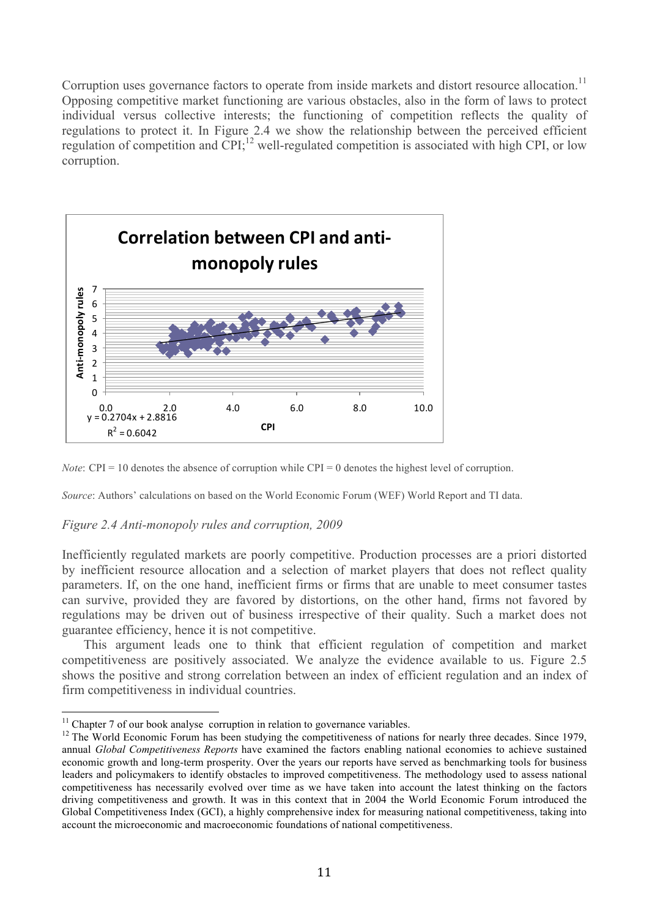Corruption uses governance factors to operate from inside markets and distort resource allocation.[11] Opposing competitive market functioning are various obstacles, also in the form of laws to protect individual versus collective interests; the functioning of competition reflects the quality of regulations to protect it. In Figure 2.4 we show the relationship between the perceived efficient regulation of competition and CPI;[12] well-regulated competition is associated with high CPI, or low corruption.

*Note*: CPI = 10 denotes the absence of corruption while CPI = 0 denotes the highest level of corruption.

*Source*: Authors' calculations on based on the World Economic Forum (WEF) World Report and TI data.

*Figure 2.4 Anti-monopoly rules and corruption, 2009*

Inefficiently regulated markets are poorly competitive. Production processes are a priori distorted by inefficient resource allocation and a selection of market players that does not reflect quality parameters. If, on the one hand, inefficient firms or firms that are unable to meet consumer tastes can survive, provided they are favored by distortions, on the other hand, firms not favored by regulations may be driven out of business irrespective of their quality. Such a market does not guarantee efficiency, hence it is not competitive.

This argument leads one to think that efficient regulation of competition and market competitiveness are positively associated. We analyze the evidence available to us. Figure 2.5 shows the positive and strong correlation between an index of efficient regulation and an index of firm competitiveness in individual countries.

---

[11] Chapter 7 of our book analyse corruption in relation to governance variables.

[12] The World Economic Forum has been studying the competitiveness of nations for nearly three decades. Since 1979, annual *Global Competitiveness Reports* have examined the factors enabling national economies to achieve sustained economic growth and long-term prosperity. Over the years our reports have served as benchmarking tools for business leaders and policymakers to identify obstacles to improved competitiveness. The methodology used to assess national competitiveness has necessarily evolved over time as we have taken into account the latest thinking on the factors driving competitiveness and growth. It was in this context that in 2004 the World Economic Forum introduced the Global Competitiveness Index (GCI), a highly comprehensive index for measuring national competitiveness, taking into account the microeconomic and macroeconomic foundations of national competitiveness.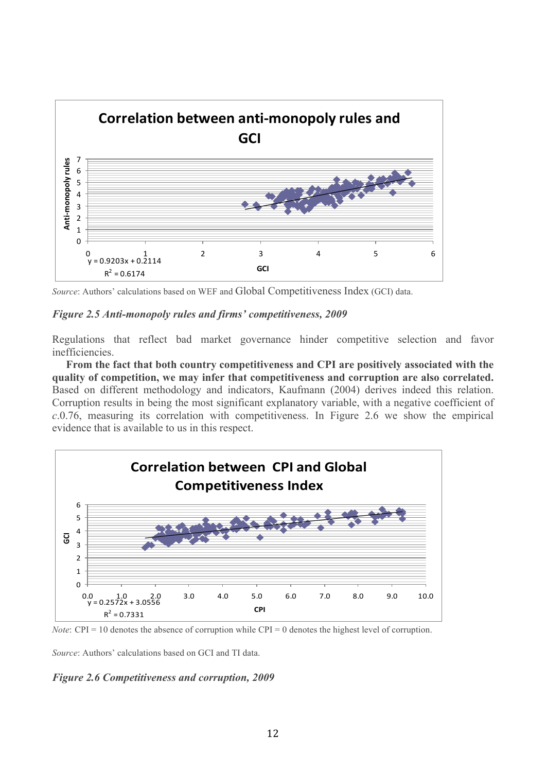Source: Authors' calculations based on WEF and Global Competitiveness Index (GCI) data.

*Figure 2.5 Anti-monopoly rules and firms' competitiveness, 2009*

Regulations that reflect bad market governance hinder competitive selection and favor inefficiencies.

**From the fact that both country competitiveness and CPI are positively associated with the quality of competition, we may infer that competitiveness and corruption are also correlated.** Based on different methodology and indicators, Kaufmann (2004) derives indeed this relation. Corruption results in being the most significant explanatory variable, with a negative coefficient of *c*.0.76, measuring its correlation with competitiveness. In Figure 2.6 we show the empirical evidence that is available to us in this respect.

*Note*: CPI = 10 denotes the absence of corruption while CPI = 0 denotes the highest level of corruption.

*Source*: Authors' calculations based on GCI and TI data.

*Figure 2.6 Competitiveness and corruption, 2009*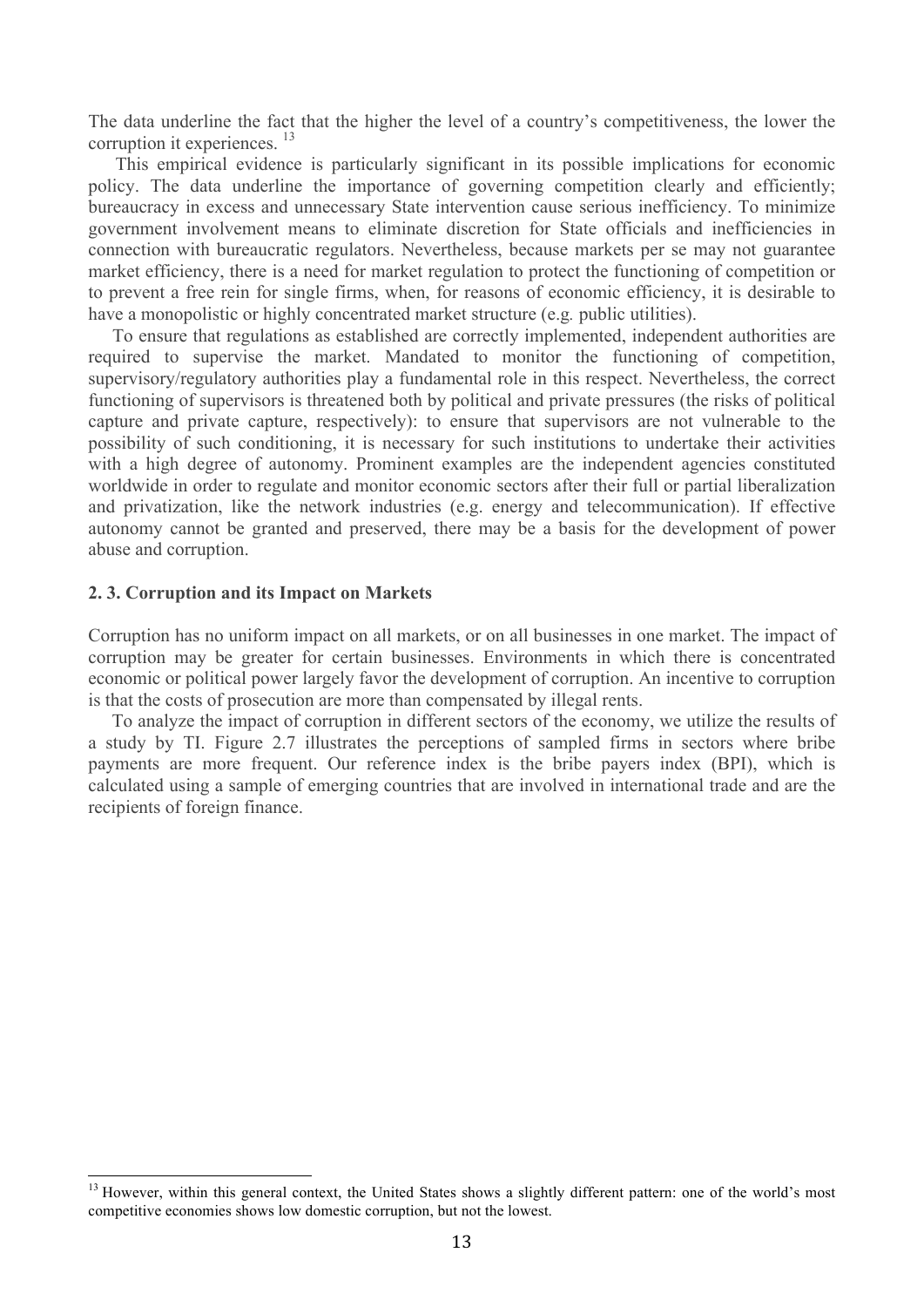The data underline the fact that the higher the level of a country's competitiveness, the lower the corruption it experiences. [13]

This empirical evidence is particularly significant in its possible implications for economic policy. The data underline the importance of governing competition clearly and efficiently; bureaucracy in excess and unnecessary State intervention cause serious inefficiency. To minimize government involvement means to eliminate discretion for State officials and inefficiencies in connection with bureaucratic regulators. Nevertheless, because markets per se may not guarantee market efficiency, there is a need for market regulation to protect the functioning of competition or to prevent a free rein for single firms, when, for reasons of economic efficiency, it is desirable to have a monopolistic or highly concentrated market structure (e.g. public utilities).

To ensure that regulations as established are correctly implemented, independent authorities are required to supervise the market. Mandated to monitor the functioning of competition, supervisory/regulatory authorities play a fundamental role in this respect. Nevertheless, the correct functioning of supervisors is threatened both by political and private pressures (the risks of political capture and private capture, respectively): to ensure that supervisors are not vulnerable to the possibility of such conditioning, it is necessary for such institutions to undertake their activities with a high degree of autonomy. Prominent examples are the independent agencies constituted worldwide in order to regulate and monitor economic sectors after their full or partial liberalization and privatization, like the network industries (e.g. energy and telecommunication). If effective autonomy cannot be granted and preserved, there may be a basis for the development of power abuse and corruption.

### 2. 3. Corruption and its Impact on Markets

Corruption has no uniform impact on all markets, or on all businesses in one market. The impact of corruption may be greater for certain businesses. Environments in which there is concentrated economic or political power largely favor the development of corruption. An incentive to corruption is that the costs of prosecution are more than compensated by illegal rents.

To analyze the impact of corruption in different sectors of the economy, we utilize the results of a study by TI. Figure 2.7 illustrates the perceptions of sampled firms in sectors where bribe payments are more frequent. Our reference index is the bribe payers index (BPI), which is calculated using a sample of emerging countries that are involved in international trade and are the recipients of foreign finance.

[13] However, within this general context, the United States shows a slightly different pattern: one of the world's most competitive economies shows low domestic corruption, but not the lowest.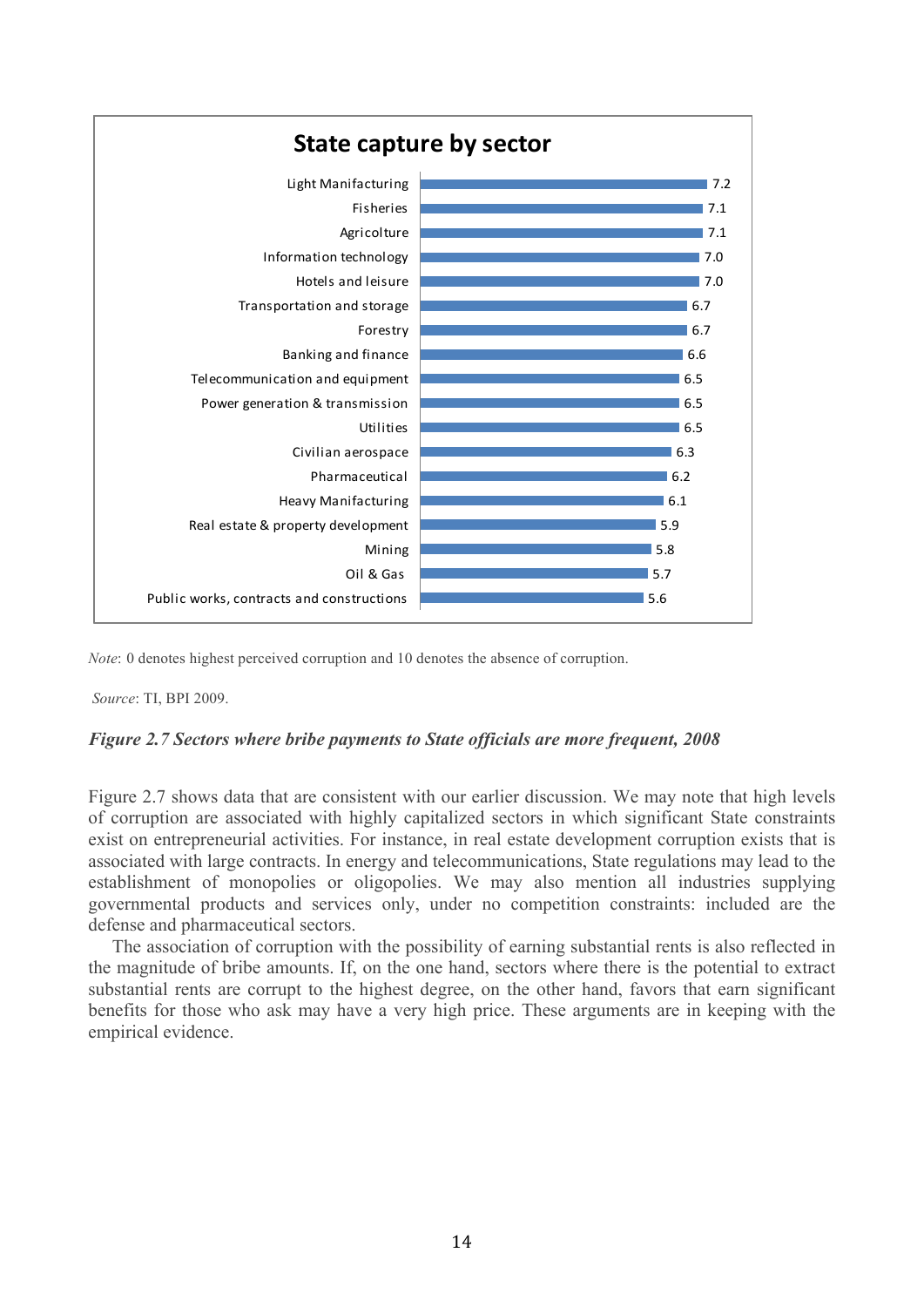**State capture by sector**

| Sector | Score |
|---|---|
| Light Manifacturing | 7.2 |
| Fisheries | 7.1 |
| Agricolture | 7.1 |
| Information technology | 7.0 |
| Hotels and leisure | 7.0 |
| Transportation and storage | 6.7 |
| Forestry | 6.7 |
| Banking and finance | 6.6 |
| Telecommunication and equipment | 6.5 |
| Power generation & transmission | 6.5 |
| Utilities | 6.5 |
| Civilian aerospace | 6.3 |
| Pharmaceutical | 6.2 |
| Heavy Manifacturing | 6.1 |
| Real estate & property development | 5.9 |
| Mining | 5.8 |
| Oil & Gas | 5.7 |
| Public works, contracts and constructions | 5.6 |

*Note*: 0 denotes highest perceived corruption and 10 denotes the absence of corruption.

*Source*: TI, BPI 2009.

***Figure 2.7 Sectors where bribe payments to State officials are more frequent, 2008***

Figure 2.7 shows data that are consistent with our earlier discussion. We may note that high levels of corruption are associated with highly capitalized sectors in which significant State constraints exist on entrepreneurial activities. For instance, in real estate development corruption exists that is associated with large contracts. In energy and telecommunications, State regulations may lead to the establishment of monopolies or oligopolies. We may also mention all industries supplying governmental products and services only, under no competition constraints: included are the defense and pharmaceutical sectors.

The association of corruption with the possibility of earning substantial rents is also reflected in the magnitude of bribe amounts. If, on the one hand, sectors where there is the potential to extract substantial rents are corrupt to the highest degree, on the other hand, favors that earn significant benefits for those who ask may have a very high price. These arguments are in keeping with the empirical evidence.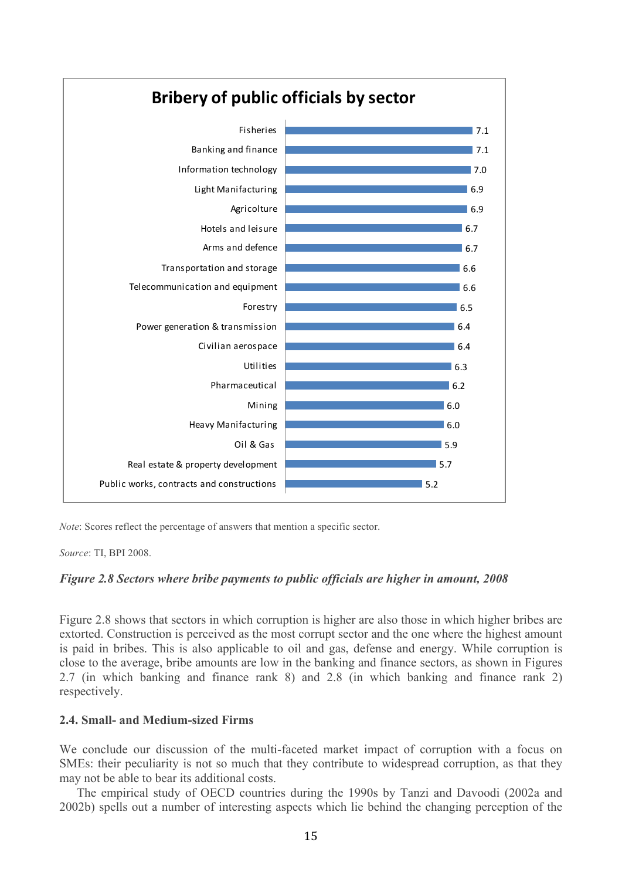**Bribery of public officials by sector**

| Sector | Score |
| --- | --- |
| Fisheries | 7.1 |
| Banking and finance | 7.1 |
| Information technology | 7.0 |
| Light Manifacturing | 6.9 |
| Agricolture | 6.9 |
| Hotels and leisure | 6.7 |
| Arms and defence | 6.7 |
| Transportation and storage | 6.6 |
| Telecommunication and equipment | 6.6 |
| Forestry | 6.5 |
| Power generation & transmission | 6.4 |
| Civilian aerospace | 6.4 |
| Utilities | 6.3 |
| Pharmaceutical | 6.2 |
| Mining | 6.0 |
| Heavy Manifacturing | 6.0 |
| Oil & Gas | 5.9 |
| Real estate & property development | 5.7 |
| Public works, contracts and constructions | 5.2 |

*Note*: Scores reflect the percentage of answers that mention a specific sector.

*Source*: TI, BPI 2008.

***Figure 2.8 Sectors where bribe payments to public officials are higher in amount, 2008***

Figure 2.8 shows that sectors in which corruption is higher are also those in which higher bribes are extorted. Construction is perceived as the most corrupt sector and the one where the highest amount is paid in bribes. This is also applicable to oil and gas, defense and energy. While corruption is close to the average, bribe amounts are low in the banking and finance sectors, as shown in Figures 2.7 (in which banking and finance rank 8) and 2.8 (in which banking and finance rank 2) respectively.

### 2.4. Small- and Medium-sized Firms

We conclude our discussion of the multi-faceted market impact of corruption with a focus on SMEs: their peculiarity is not so much that they contribute to widespread corruption, as that they may not be able to bear its additional costs.

The empirical study of OECD countries during the 1990s by Tanzi and Davoodi (2002a and 2002b) spells out a number of interesting aspects which lie behind the changing perception of the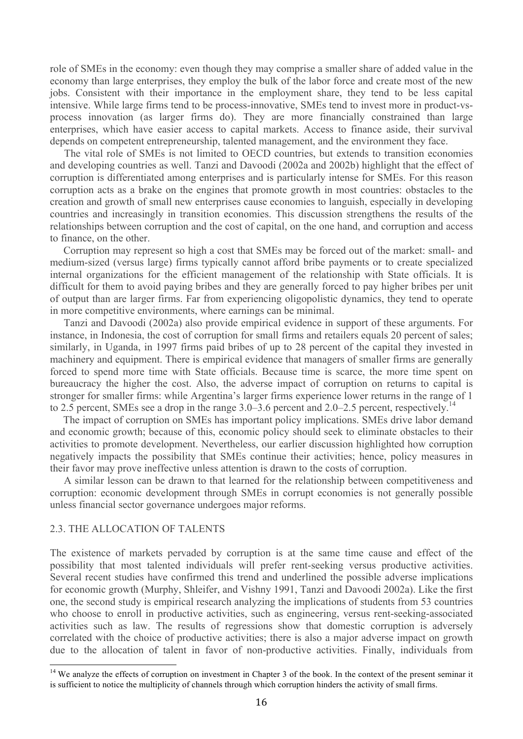role of SMEs in the economy: even though they may comprise a smaller share of added value in the economy than large enterprises, they employ the bulk of the labor force and create most of the new jobs. Consistent with their importance in the employment share, they tend to be less capital intensive. While large firms tend to be process-innovative, SMEs tend to invest more in product-vs-process innovation (as larger firms do). They are more financially constrained than large enterprises, which have easier access to capital markets. Access to finance aside, their survival depends on competent entrepreneurship, talented management, and the environment they face.

The vital role of SMEs is not limited to OECD countries, but extends to transition economies and developing countries as well. Tanzi and Davoodi (2002a and 2002b) highlight that the effect of corruption is differentiated among enterprises and is particularly intense for SMEs. For this reason corruption acts as a brake on the engines that promote growth in most countries: obstacles to the creation and growth of small new enterprises cause economies to languish, especially in developing countries and increasingly in transition economies. This discussion strengthens the results of the relationships between corruption and the cost of capital, on the one hand, and corruption and access to finance, on the other.

Corruption may represent so high a cost that SMEs may be forced out of the market: small- and medium-sized (versus large) firms typically cannot afford bribe payments or to create specialized internal organizations for the efficient management of the relationship with State officials. It is difficult for them to avoid paying bribes and they are generally forced to pay higher bribes per unit of output than are larger firms. Far from experiencing oligopolistic dynamics, they tend to operate in more competitive environments, where earnings can be minimal.

Tanzi and Davoodi (2002a) also provide empirical evidence in support of these arguments. For instance, in Indonesia, the cost of corruption for small firms and retailers equals 20 percent of sales; similarly, in Uganda, in 1997 firms paid bribes of up to 28 percent of the capital they invested in machinery and equipment. There is empirical evidence that managers of smaller firms are generally forced to spend more time with State officials. Because time is scarce, the more time spent on bureaucracy the higher the cost. Also, the adverse impact of corruption on returns to capital is stronger for smaller firms: while Argentina's larger firms experience lower returns in the range of 1 to 2.5 percent, SMEs see a drop in the range 3.0–3.6 percent and 2.0–2.5 percent, respectively.[14]

The impact of corruption on SMEs has important policy implications. SMEs drive labor demand and economic growth; because of this, economic policy should seek to eliminate obstacles to their activities to promote development. Nevertheless, our earlier discussion highlighted how corruption negatively impacts the possibility that SMEs continue their activities; hence, policy measures in their favor may prove ineffective unless attention is drawn to the costs of corruption.

A similar lesson can be drawn to that learned for the relationship between competitiveness and corruption: economic development through SMEs in corrupt economies is not generally possible unless financial sector governance undergoes major reforms.

### 2.3. THE ALLOCATION OF TALENTS

The existence of markets pervaded by corruption is at the same time cause and effect of the possibility that most talented individuals will prefer rent-seeking versus productive activities. Several recent studies have confirmed this trend and underlined the possible adverse implications for economic growth (Murphy, Shleifer, and Vishny 1991, Tanzi and Davoodi 2002a). Like the first one, the second study is empirical research analyzing the implications of students from 53 countries who choose to enroll in productive activities, such as engineering, versus rent-seeking-associated activities such as law. The results of regressions show that domestic corruption is adversely correlated with the choice of productive activities; there is also a major adverse impact on growth due to the allocation of talent in favor of non-productive activities. Finally, individuals from

---

[14] We analyze the effects of corruption on investment in Chapter 3 of the book. In the context of the present seminar it is sufficient to notice the multiplicity of channels through which corruption hinders the activity of small firms.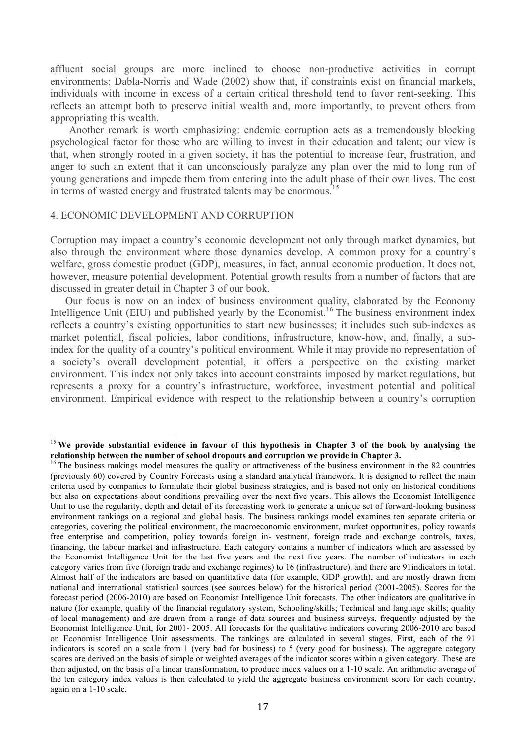affluent social groups are more inclined to choose non-productive activities in corrupt environments; Dabla-Norris and Wade (2002) show that, if constraints exist on financial markets, individuals with income in excess of a certain critical threshold tend to favor rent-seeking. This reflects an attempt both to preserve initial wealth and, more importantly, to prevent others from appropriating this wealth.

Another remark is worth emphasizing: endemic corruption acts as a tremendously blocking psychological factor for those who are willing to invest in their education and talent; our view is that, when strongly rooted in a given society, it has the potential to increase fear, frustration, and anger to such an extent that it can unconsciously paralyze any plan over the mid to long run of young generations and impede them from entering into the adult phase of their own lives. The cost in terms of wasted energy and frustrated talents may be enormous.[15]

## 4. ECONOMIC DEVELOPMENT AND CORRUPTION

Corruption may impact a country's economic development not only through market dynamics, but also through the environment where those dynamics develop. A common proxy for a country's welfare, gross domestic product (GDP), measures, in fact, annual economic production. It does not, however, measure potential development. Potential growth results from a number of factors that are discussed in greater detail in Chapter 3 of our book.

Our focus is now on an index of business environment quality, elaborated by the Economy Intelligence Unit (EIU) and published yearly by the Economist.[16] The business environment index reflects a country's existing opportunities to start new businesses; it includes such sub-indexes as market potential, fiscal policies, labor conditions, infrastructure, know-how, and, finally, a sub-index for the quality of a country's political environment. While it may provide no representation of a society's overall development potential, it offers a perspective on the existing market environment. This index not only takes into account constraints imposed by market regulations, but represents a proxy for a country's infrastructure, workforce, investment potential and political environment. Empirical evidence with respect to the relationship between a country's corruption

---

[15] **We provide substantial evidence in favour of this hypothesis in Chapter 3 of the book by analysing the relationship between the number of school dropouts and corruption we provide in Chapter 3.**

[16] The business rankings model measures the quality or attractiveness of the business environment in the 82 countries (previously 60) covered by Country Forecasts using a standard analytical framework. It is designed to reflect the main criteria used by companies to formulate their global business strategies, and is based not only on historical conditions but also on expectations about conditions prevailing over the next five years. This allows the Economist Intelligence Unit to use the regularity, depth and detail of its forecasting work to generate a unique set of forward-looking business environment rankings on a regional and global basis. The business rankings model examines ten separate criteria or categories, covering the political environment, the macroeconomic environment, market opportunities, policy towards free enterprise and competition, policy towards foreign in- vestment, foreign trade and exchange controls, taxes, financing, the labour market and infrastructure. Each category contains a number of indicators which are assessed by the Economist Intelligence Unit for the last five years and the next five years. The number of indicators in each category varies from five (foreign trade and exchange regimes) to 16 (infrastructure), and there are 91indicators in total. Almost half of the indicators are based on quantitative data (for example, GDP growth), and are mostly drawn from national and international statistical sources (see sources below) for the historical period (2001-2005). Scores for the forecast period (2006-2010) are based on Economist Intelligence Unit forecasts. The other indicators are qualitative in nature (for example, quality of the financial regulatory system, Schooling/skills; Technical and language skills; quality of local management) and are drawn from a range of data sources and business surveys, frequently adjusted by the Economist Intelligence Unit, for 2001- 2005. All forecasts for the qualitative indicators covering 2006-2010 are based on Economist Intelligence Unit assessments. The rankings are calculated in several stages. First, each of the 91 indicators is scored on a scale from 1 (very bad for business) to 5 (very good for business). The aggregate category scores are derived on the basis of simple or weighted averages of the indicator scores within a given category. These are then adjusted, on the basis of a linear transformation, to produce index values on a 1-10 scale. An arithmetic average of the ten category index values is then calculated to yield the aggregate business environment score for each country, again on a 1-10 scale.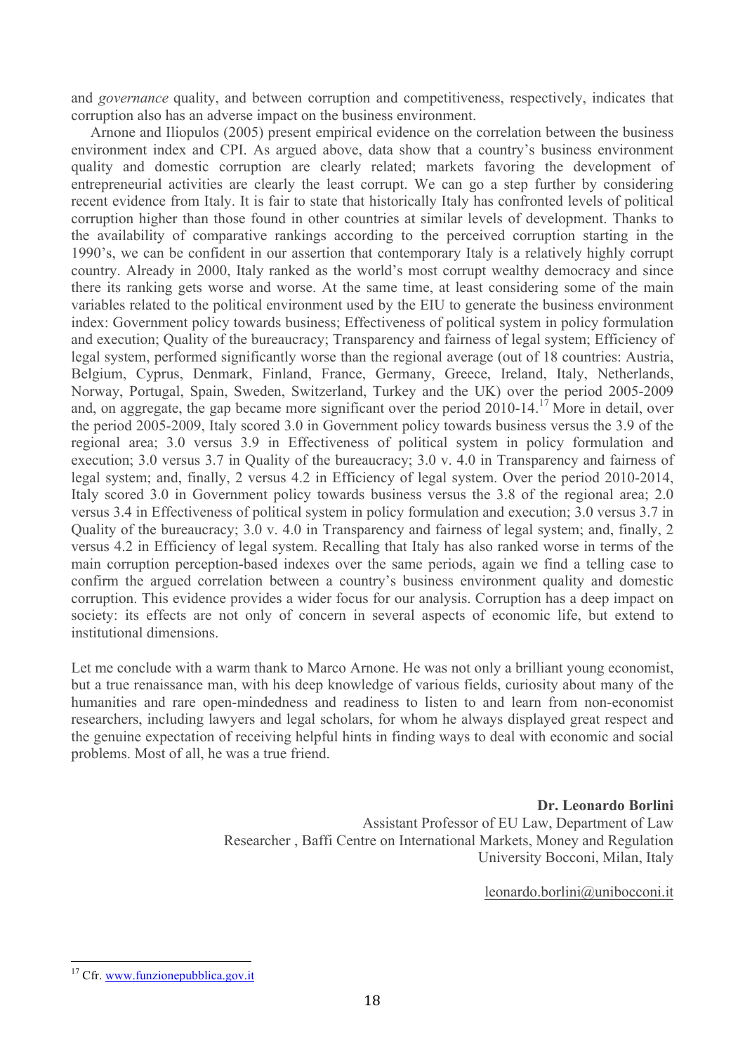and *governance* quality, and between corruption and competitiveness, respectively, indicates that corruption also has an adverse impact on the business environment.

Arnone and Iliopulos (2005) present empirical evidence on the correlation between the business environment index and CPI. As argued above, data show that a country's business environment quality and domestic corruption are clearly related; markets favoring the development of entrepreneurial activities are clearly the least corrupt. We can go a step further by considering recent evidence from Italy. It is fair to state that historically Italy has confronted levels of political corruption higher than those found in other countries at similar levels of development. Thanks to the availability of comparative rankings according to the perceived corruption starting in the 1990's, we can be confident in our assertion that contemporary Italy is a relatively highly corrupt country. Already in 2000, Italy ranked as the world's most corrupt wealthy democracy and since there its ranking gets worse and worse. At the same time, at least considering some of the main variables related to the political environment used by the EIU to generate the business environment index: Government policy towards business; Effectiveness of political system in policy formulation and execution; Quality of the bureaucracy; Transparency and fairness of legal system; Efficiency of legal system, performed significantly worse than the regional average (out of 18 countries: Austria, Belgium, Cyprus, Denmark, Finland, France, Germany, Greece, Ireland, Italy, Netherlands, Norway, Portugal, Spain, Sweden, Switzerland, Turkey and the UK) over the period 2005-2009 and, on aggregate, the gap became more significant over the period 2010-14.[17] More in detail, over the period 2005-2009, Italy scored 3.0 in Government policy towards business versus the 3.9 of the regional area; 3.0 versus 3.9 in Effectiveness of political system in policy formulation and execution; 3.0 versus 3.7 in Quality of the bureaucracy; 3.0 v. 4.0 in Transparency and fairness of legal system; and, finally, 2 versus 4.2 in Efficiency of legal system. Over the period 2010-2014, Italy scored 3.0 in Government policy towards business versus the 3.8 of the regional area; 2.0 versus 3.4 in Effectiveness of political system in policy formulation and execution; 3.0 versus 3.7 in Quality of the bureaucracy; 3.0 v. 4.0 in Transparency and fairness of legal system; and, finally, 2 versus 4.2 in Efficiency of legal system. Recalling that Italy has also ranked worse in terms of the main corruption perception-based indexes over the same periods, again we find a telling case to confirm the argued correlation between a country's business environment quality and domestic corruption. This evidence provides a wider focus for our analysis. Corruption has a deep impact on society: its effects are not only of concern in several aspects of economic life, but extend to institutional dimensions.

Let me conclude with a warm thank to Marco Arnone. He was not only a brilliant young economist, but a true renaissance man, with his deep knowledge of various fields, curiosity about many of the humanities and rare open-mindedness and readiness to listen to and learn from non-economist researchers, including lawyers and legal scholars, for whom he always displayed great respect and the genuine expectation of receiving helpful hints in finding ways to deal with economic and social problems. Most of all, he was a true friend.

**Dr. Leonardo Borlini**
Assistant Professor of EU Law, Department of Law
Researcher , Baffi Centre on International Markets, Money and Regulation
University Bocconi, Milan, Italy

leonardo.borlini@unibocconi.it

[17] Cfr. www.funzionepubblica.gov.it